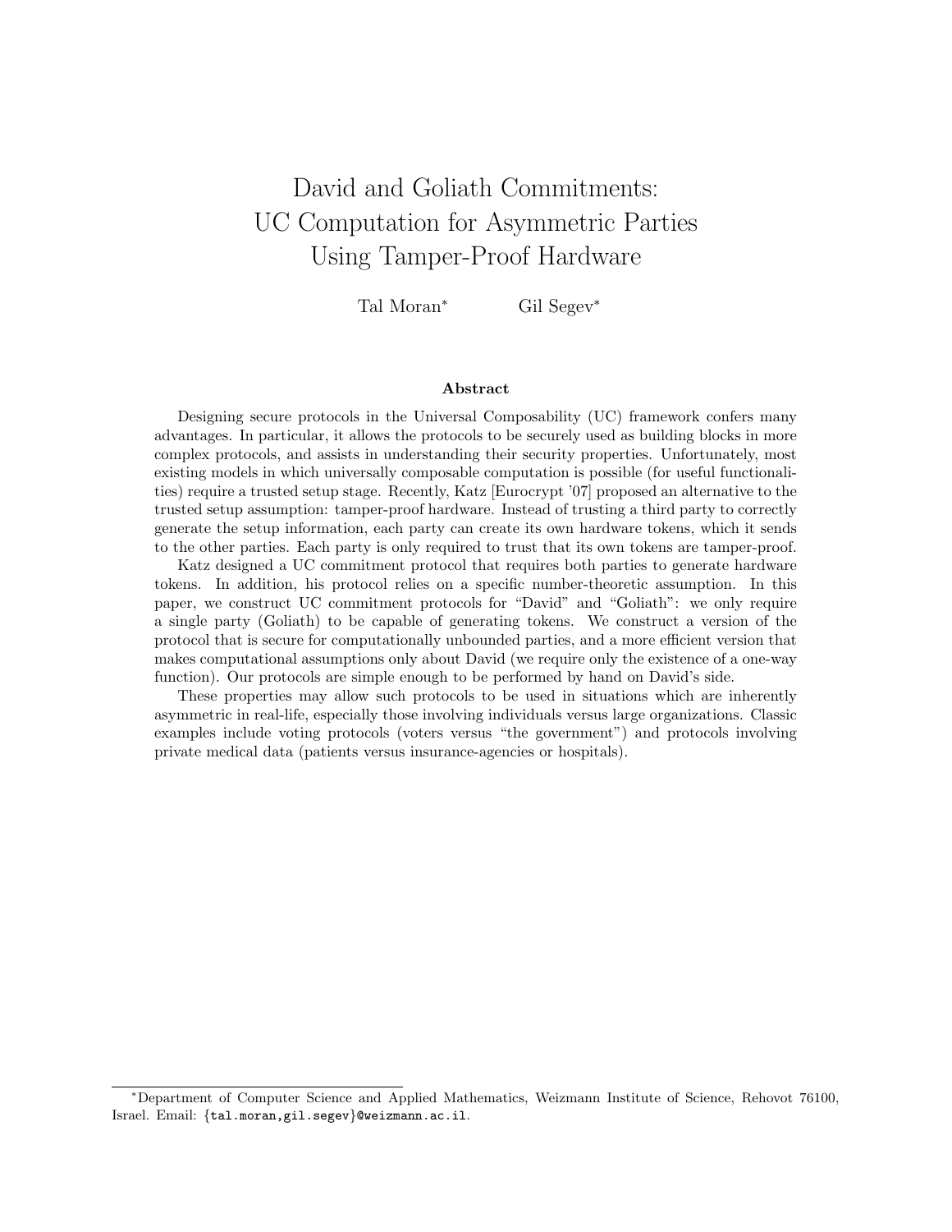# David and Goliath Commitments: UC Computation for Asymmetric Parties Using Tamper-Proof Hardware

Tal Moran[*] Gil Segev[*]

## Abstract

Designing secure protocols in the Universal Composability (UC) framework confers many advantages. In particular, it allows the protocols to be securely used as building blocks in more complex protocols, and assists in understanding their security properties. Unfortunately, most existing models in which universally composable computation is possible (for useful functionalities) require a trusted setup stage. Recently, Katz [Eurocrypt '07] proposed an alternative to the trusted setup assumption: tamper-proof hardware. Instead of trusting a third party to correctly generate the setup information, each party can create its own hardware tokens, which it sends to the other parties. Each party is only required to trust that its own tokens are tamper-proof.

Katz designed a UC commitment protocol that requires both parties to generate hardware tokens. In addition, his protocol relies on a specific number-theoretic assumption. In this paper, we construct UC commitment protocols for "David" and "Goliath": we only require a single party (Goliath) to be capable of generating tokens. We construct a version of the protocol that is secure for computationally unbounded parties, and a more efficient version that makes computational assumptions only about David (we require only the existence of a one-way function). Our protocols are simple enough to be performed by hand on David's side.

These properties may allow such protocols to be used in situations which are inherently asymmetric in real-life, especially those involving individuals versus large organizations. Classic examples include voting protocols (voters versus "the government") and protocols involving private medical data (patients versus insurance-agencies or hospitals).

---

[*] Department of Computer Science and Applied Mathematics, Weizmann Institute of Science, Rehovot 76100, Israel. Email: {tal.moran,gil.segev}@weizmann.ac.il.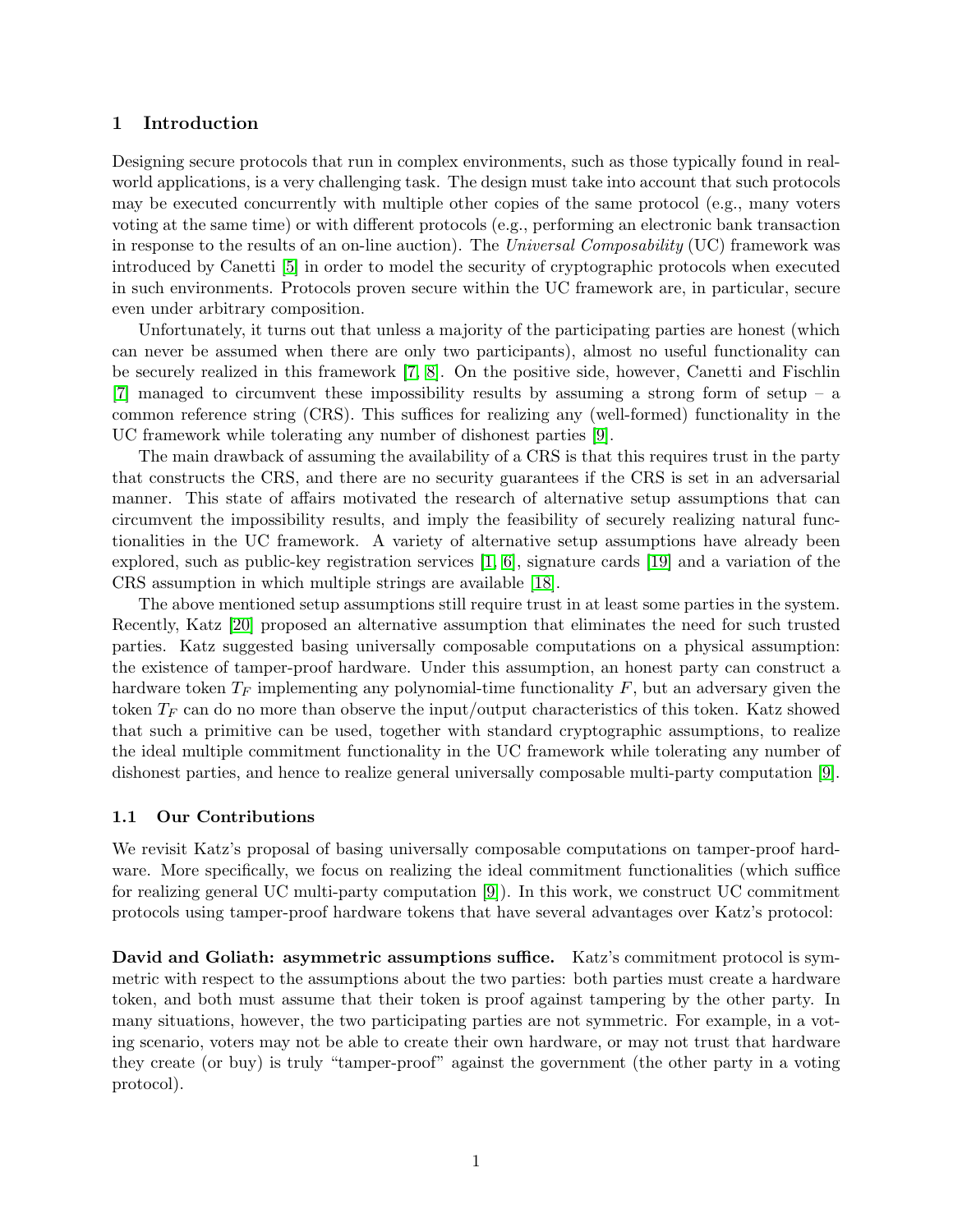## 1 Introduction

Designing secure protocols that run in complex environments, such as those typically found in real-world applications, is a very challenging task. The design must take into account that such protocols may be executed concurrently with multiple other copies of the same protocol (e.g., many voters voting at the same time) or with different protocols (e.g., performing an electronic bank transaction in response to the results of an on-line auction). The *Universal Composability* (UC) framework was introduced by Canetti [5] in order to model the security of cryptographic protocols when executed in such environments. Protocols proven secure within the UC framework are, in particular, secure even under arbitrary composition.

Unfortunately, it turns out that unless a majority of the participating parties are honest (which can never be assumed when there are only two participants), almost no useful functionality can be securely realized in this framework [7, 8]. On the positive side, however, Canetti and Fischlin [7] managed to circumvent these impossibility results by assuming a strong form of setup – a common reference string (CRS). This suffices for realizing any (well-formed) functionality in the UC framework while tolerating any number of dishonest parties [9].

The main drawback of assuming the availability of a CRS is that this requires trust in the party that constructs the CRS, and there are no security guarantees if the CRS is set in an adversarial manner. This state of affairs motivated the research of alternative setup assumptions that can circumvent the impossibility results, and imply the feasibility of securely realizing natural functionalities in the UC framework. A variety of alternative setup assumptions have already been explored, such as public-key registration services [1, 6], signature cards [19] and a variation of the CRS assumption in which multiple strings are available [18].

The above mentioned setup assumptions still require trust in at least some parties in the system. Recently, Katz [20] proposed an alternative assumption that eliminates the need for such trusted parties. Katz suggested basing universally composable computations on a physical assumption: the existence of tamper-proof hardware. Under this assumption, an honest party can construct a hardware token $T_F$ implementing any polynomial-time functionality $F$, but an adversary given the token $T_F$ can do no more than observe the input/output characteristics of this token. Katz showed that such a primitive can be used, together with standard cryptographic assumptions, to realize the ideal multiple commitment functionality in the UC framework while tolerating any number of dishonest parties, and hence to realize general universally composable multi-party computation [9].

### 1.1 Our Contributions

We revisit Katz's proposal of basing universally composable computations on tamper-proof hardware. More specifically, we focus on realizing the ideal commitment functionalities (which suffice for realizing general UC multi-party computation [9]). In this work, we construct UC commitment protocols using tamper-proof hardware tokens that have several advantages over Katz's protocol:

**David and Goliath: asymmetric assumptions suffice.** Katz's commitment protocol is symmetric with respect to the assumptions about the two parties: both parties must create a hardware token, and both must assume that their token is proof against tampering by the other party. In many situations, however, the two participating parties are not symmetric. For example, in a voting scenario, voters may not be able to create their own hardware, or may not trust that hardware they create (or buy) is truly "tamper-proof" against the government (the other party in a voting protocol).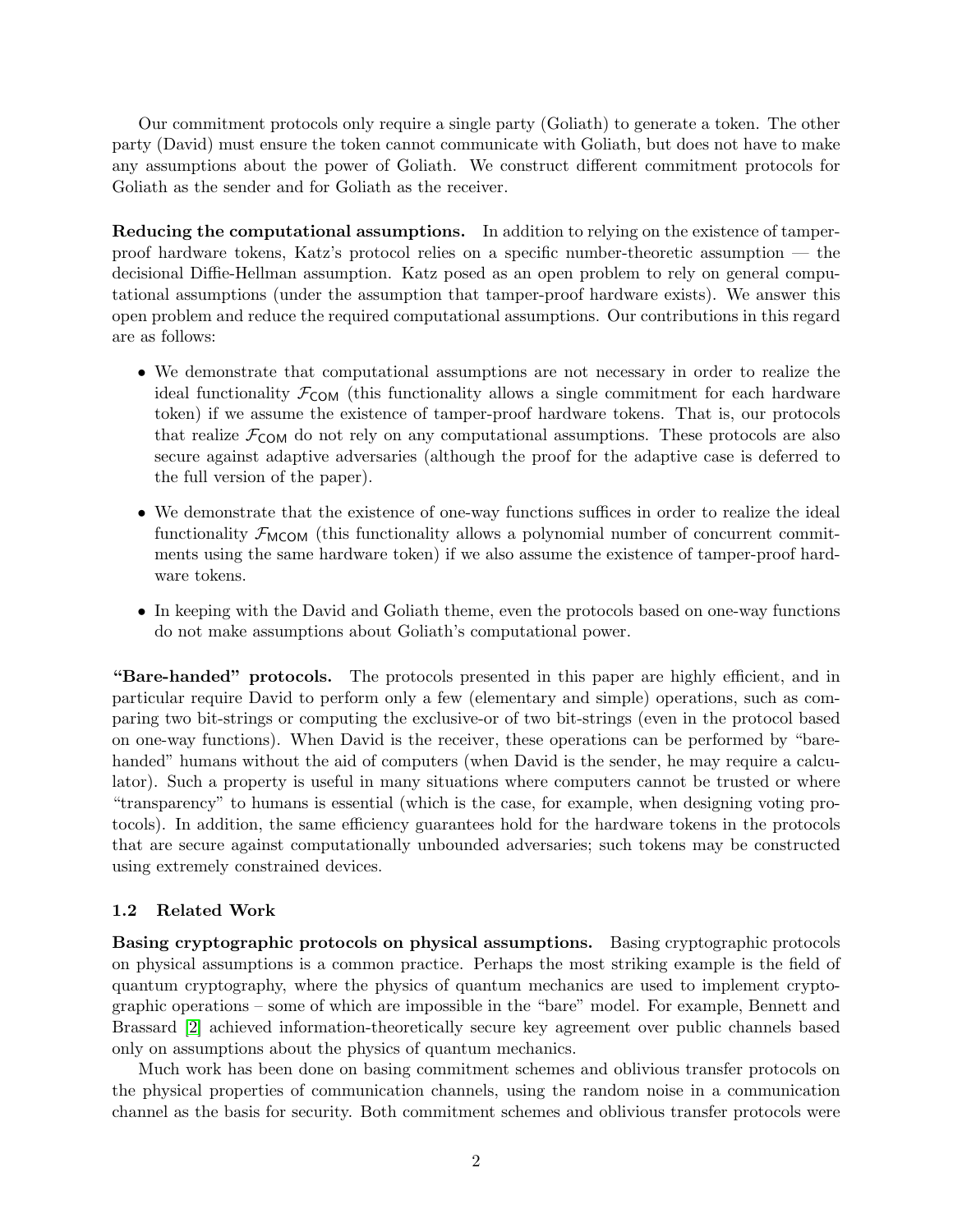Our commitment protocols only require a single party (Goliath) to generate a token. The other party (David) must ensure the token cannot communicate with Goliath, but does not have to make any assumptions about the power of Goliath. We construct different commitment protocols for Goliath as the sender and for Goliath as the receiver.

**Reducing the computational assumptions.** In addition to relying on the existence of tamper-proof hardware tokens, Katz's protocol relies on a specific number-theoretic assumption — the decisional Diffie-Hellman assumption. Katz posed as an open problem to rely on general computational assumptions (under the assumption that tamper-proof hardware exists). We answer this open problem and reduce the required computational assumptions. Our contributions in this regard are as follows:

- We demonstrate that computational assumptions are not necessary in order to realize the ideal functionality $\mathcal{F}_{\mathsf{COM}}$ (this functionality allows a single commitment for each hardware token) if we assume the existence of tamper-proof hardware tokens. That is, our protocols that realize $\mathcal{F}_{\mathsf{COM}}$ do not rely on any computational assumptions. These protocols are also secure against adaptive adversaries (although the proof for the adaptive case is deferred to the full version of the paper).
- We demonstrate that the existence of one-way functions suffices in order to realize the ideal functionality $\mathcal{F}_{\mathsf{MCOM}}$ (this functionality allows a polynomial number of concurrent commitments using the same hardware token) if we also assume the existence of tamper-proof hardware tokens.
- In keeping with the David and Goliath theme, even the protocols based on one-way functions do not make assumptions about Goliath's computational power.

**"Bare-handed" protocols.** The protocols presented in this paper are highly efficient, and in particular require David to perform only a few (elementary and simple) operations, such as comparing two bit-strings or computing the exclusive-or of two bit-strings (even in the protocol based on one-way functions). When David is the receiver, these operations can be performed by "bare-handed" humans without the aid of computers (when David is the sender, he may require a calculator). Such a property is useful in many situations where computers cannot be trusted or where "transparency" to humans is essential (which is the case, for example, when designing voting protocols). In addition, the same efficiency guarantees hold for the hardware tokens in the protocols that are secure against computationally unbounded adversaries; such tokens may be constructed using extremely constrained devices.

### 1.2 Related Work

**Basing cryptographic protocols on physical assumptions.** Basing cryptographic protocols on physical assumptions is a common practice. Perhaps the most striking example is the field of quantum cryptography, where the physics of quantum mechanics are used to implement cryptographic operations – some of which are impossible in the "bare" model. For example, Bennett and Brassard [2] achieved information-theoretically secure key agreement over public channels based only on assumptions about the physics of quantum mechanics.

Much work has been done on basing commitment schemes and oblivious transfer protocols on the physical properties of communication channels, using the random noise in a communication channel as the basis for security. Both commitment schemes and oblivious transfer protocols were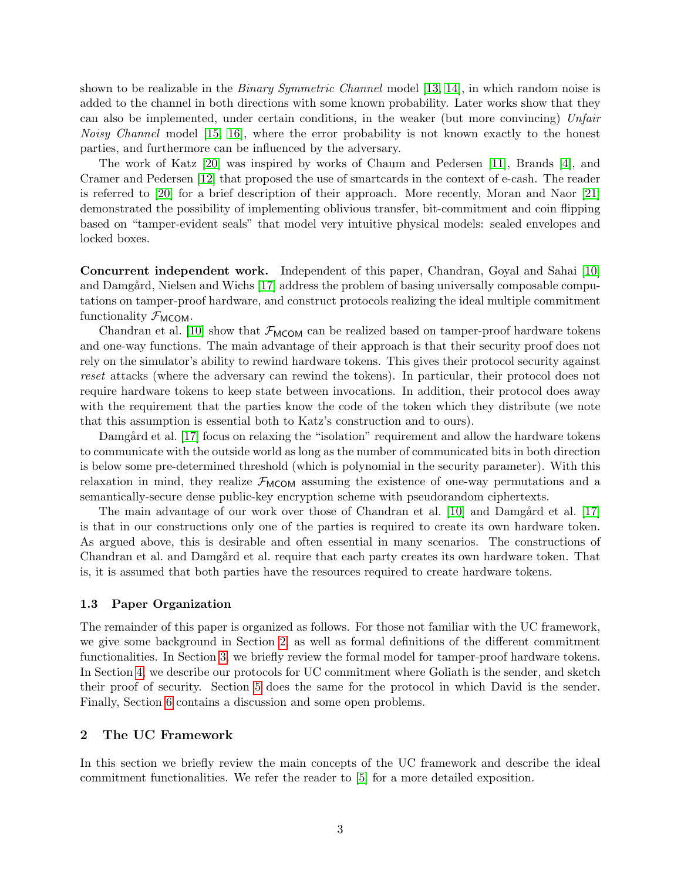shown to be realizable in the *Binary Symmetric Channel* model [13, 14], in which random noise is added to the channel in both directions with some known probability. Later works show that they can also be implemented, under certain conditions, in the weaker (but more convincing) *Unfair Noisy Channel* model [15, 16], where the error probability is not known exactly to the honest parties, and furthermore can be influenced by the adversary.

The work of Katz [20] was inspired by works of Chaum and Pedersen [11], Brands [4], and Cramer and Pedersen [12] that proposed the use of smartcards in the context of e-cash. The reader is referred to [20] for a brief description of their approach. More recently, Moran and Naor [21] demonstrated the possibility of implementing oblivious transfer, bit-commitment and coin flipping based on "tamper-evident seals" that model very intuitive physical models: sealed envelopes and locked boxes.

**Concurrent independent work.** Independent of this paper, Chandran, Goyal and Sahai [10] and Damgård, Nielsen and Wichs [17] address the problem of basing universally composable computations on tamper-proof hardware, and construct protocols realizing the ideal multiple commitment functionality $\mathcal{F}_{\mathsf{MCOM}}$.

Chandran et al. [10] show that $\mathcal{F}_{\mathsf{MCOM}}$ can be realized based on tamper-proof hardware tokens and one-way functions. The main advantage of their approach is that their security proof does not rely on the simulator's ability to rewind hardware tokens. This gives their protocol security against *reset* attacks (where the adversary can rewind the tokens). In particular, their protocol does not require hardware tokens to keep state between invocations. In addition, their protocol does away with the requirement that the parties know the code of the token which they distribute (we note that this assumption is essential both to Katz's construction and to ours).

Damgård et al. [17] focus on relaxing the "isolation" requirement and allow the hardware tokens to communicate with the outside world as long as the number of communicated bits in both direction is below some pre-determined threshold (which is polynomial in the security parameter). With this relaxation in mind, they realize $\mathcal{F}_{\mathsf{MCOM}}$ assuming the existence of one-way permutations and a semantically-secure dense public-key encryption scheme with pseudorandom ciphertexts.

The main advantage of our work over those of Chandran et al. [10] and Damgård et al. [17] is that in our constructions only one of the parties is required to create its own hardware token. As argued above, this is desirable and often essential in many scenarios. The constructions of Chandran et al. and Damgård et al. require that each party creates its own hardware token. That is, it is assumed that both parties have the resources required to create hardware tokens.

### 1.3 Paper Organization

The remainder of this paper is organized as follows. For those not familiar with the UC framework, we give some background in Section 2, as well as formal definitions of the different commitment functionalities. In Section 3, we briefly review the formal model for tamper-proof hardware tokens. In Section 4, we describe our protocols for UC commitment where Goliath is the sender, and sketch their proof of security. Section 5 does the same for the protocol in which David is the sender. Finally, Section 6 contains a discussion and some open problems.

## 2 The UC Framework

In this section we briefly review the main concepts of the UC framework and describe the ideal commitment functionalities. We refer the reader to [5] for a more detailed exposition.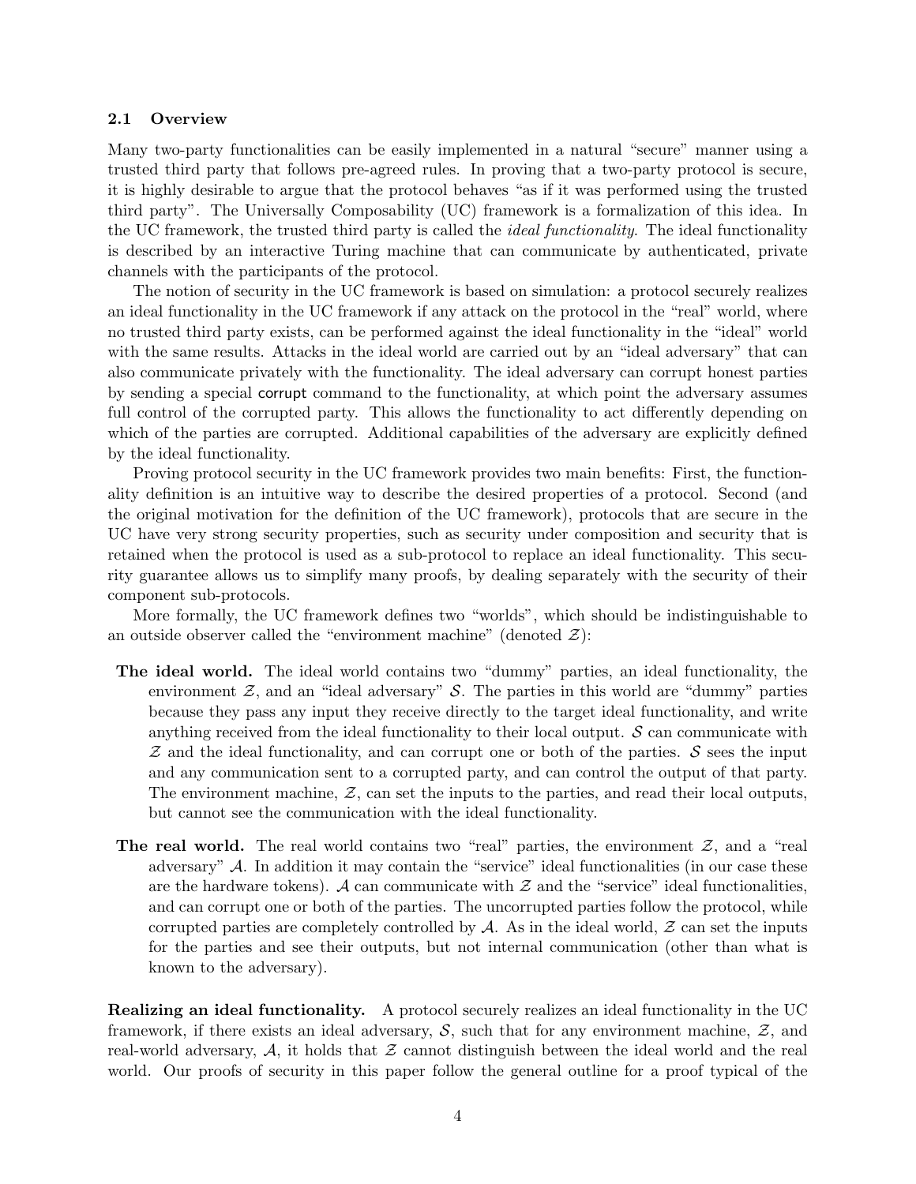### 2.1 Overview

Many two-party functionalities can be easily implemented in a natural "secure" manner using a trusted third party that follows pre-agreed rules. In proving that a two-party protocol is secure, it is highly desirable to argue that the protocol behaves "as if it was performed using the trusted third party". The Universally Composability (UC) framework is a formalization of this idea. In the UC framework, the trusted third party is called the *ideal functionality*. The ideal functionality is described by an interactive Turing machine that can communicate by authenticated, private channels with the participants of the protocol.

The notion of security in the UC framework is based on simulation: a protocol securely realizes an ideal functionality in the UC framework if any attack on the protocol in the "real" world, where no trusted third party exists, can be performed against the ideal functionality in the "ideal" world with the same results. Attacks in the ideal world are carried out by an "ideal adversary" that can also communicate privately with the functionality. The ideal adversary can corrupt honest parties by sending a special corrupt command to the functionality, at which point the adversary assumes full control of the corrupted party. This allows the functionality to act differently depending on which of the parties are corrupted. Additional capabilities of the adversary are explicitly defined by the ideal functionality.

Proving protocol security in the UC framework provides two main benefits: First, the functionality definition is an intuitive way to describe the desired properties of a protocol. Second (and the original motivation for the definition of the UC framework), protocols that are secure in the UC have very strong security properties, such as security under composition and security that is retained when the protocol is used as a sub-protocol to replace an ideal functionality. This security guarantee allows us to simplify many proofs, by dealing separately with the security of their component sub-protocols.

More formally, the UC framework defines two "worlds", which should be indistinguishable to an outside observer called the "environment machine" (denoted $\mathcal{Z}$):

**The ideal world.** The ideal world contains two "dummy" parties, an ideal functionality, the environment $\mathcal{Z}$, and an "ideal adversary" $\mathcal{S}$. The parties in this world are "dummy" parties because they pass any input they receive directly to the target ideal functionality, and write anything received from the ideal functionality to their local output. $\mathcal{S}$ can communicate with $\mathcal{Z}$ and the ideal functionality, and can corrupt one or both of the parties. $\mathcal{S}$ sees the input and any communication sent to a corrupted party, and can control the output of that party. The environment machine, $\mathcal{Z}$, can set the inputs to the parties, and read their local outputs, but cannot see the communication with the ideal functionality.

**The real world.** The real world contains two "real" parties, the environment $\mathcal{Z}$, and a "real adversary" $\mathcal{A}$. In addition it may contain the "service" ideal functionalities (in our case these are the hardware tokens). $\mathcal{A}$ can communicate with $\mathcal{Z}$ and the "service" ideal functionalities, and can corrupt one or both of the parties. The uncorrupted parties follow the protocol, while corrupted parties are completely controlled by $\mathcal{A}$. As in the ideal world, $\mathcal{Z}$ can set the inputs for the parties and see their outputs, but not internal communication (other than what is known to the adversary).

**Realizing an ideal functionality.** A protocol securely realizes an ideal functionality in the UC framework, if there exists an ideal adversary, $\mathcal{S}$, such that for any environment machine, $\mathcal{Z}$, and real-world adversary, $\mathcal{A}$, it holds that $\mathcal{Z}$ cannot distinguish between the ideal world and the real world. Our proofs of security in this paper follow the general outline for a proof typical of the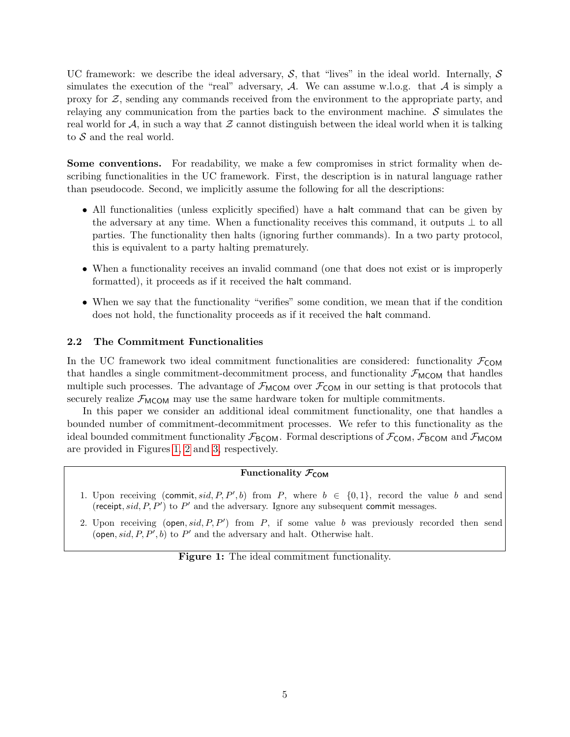UC framework: we describe the ideal adversary, $\mathcal{S}$, that "lives" in the ideal world. Internally, $\mathcal{S}$ simulates the execution of the "real" adversary, $\mathcal{A}$. We can assume w.l.o.g. that $\mathcal{A}$ is simply a proxy for $\mathcal{Z}$, sending any commands received from the environment to the appropriate party, and relaying any communication from the parties back to the environment machine. $\mathcal{S}$ simulates the real world for $\mathcal{A}$, in such a way that $\mathcal{Z}$ cannot distinguish between the ideal world when it is talking to $\mathcal{S}$ and the real world.

**Some conventions.** For readability, we make a few compromises in strict formality when describing functionalities in the UC framework. First, the description is in natural language rather than pseudocode. Second, we implicitly assume the following for all the descriptions:

- All functionalities (unless explicitly specified) have a halt command that can be given by the adversary at any time. When a functionality receives this command, it outputs $\perp$ to all parties. The functionality then halts (ignoring further commands). In a two party protocol, this is equivalent to a party halting prematurely.
- When a functionality receives an invalid command (one that does not exist or is improperly formatted), it proceeds as if it received the halt command.
- When we say that the functionality "verifies" some condition, we mean that if the condition does not hold, the functionality proceeds as if it received the halt command.

### 2.2 The Commitment Functionalities

In the UC framework two ideal commitment functionalities are considered: functionality $\mathcal{F}_{\mathsf{COM}}$ that handles a single commitment-decommitment process, and functionality $\mathcal{F}_{\mathsf{MCOM}}$ that handles multiple such processes. The advantage of $\mathcal{F}_{\mathsf{MCOM}}$ over $\mathcal{F}_{\mathsf{COM}}$ in our setting is that protocols that securely realize $\mathcal{F}_{\mathsf{MCOM}}$ may use the same hardware token for multiple commitments.

In this paper we consider an additional ideal commitment functionality, one that handles a bounded number of commitment-decommitment processes. We refer to this functionality as the ideal bounded commitment functionality $\mathcal{F}_{\mathsf{BCOM}}$. Formal descriptions of $\mathcal{F}_{\mathsf{COM}}$, $\mathcal{F}_{\mathsf{BCOM}}$ and $\mathcal{F}_{\mathsf{MCOM}}$ are provided in Figures 1, 2 and 3, respectively.

**Functionality $\mathcal{F}_{\mathsf{COM}}$**

1. Upon receiving $(\mathsf{commit}, sid, P, P', b)$ from $P$, where $b \in \{0,1\}$, record the value $b$ and send $(\mathsf{receipt}, sid, P, P')$ to $P'$ and the adversary. Ignore any subsequent commit messages.
2. Upon receiving $(\mathsf{open}, sid, P, P')$ from $P$, if some value $b$ was previously recorded then send $(\mathsf{open}, sid, P, P', b)$ to $P'$ and the adversary and halt. Otherwise halt.

**Figure 1:** The ideal commitment functionality.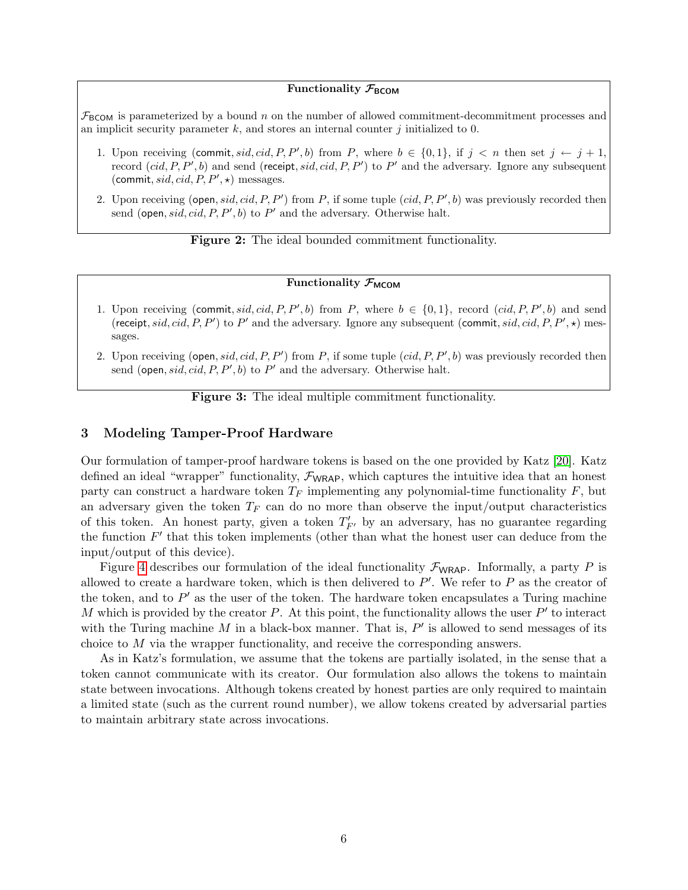**Functionality $\mathcal{F}_{\mathsf{BCOM}}$**

$\mathcal{F}_{\mathsf{BCOM}}$ is parameterized by a bound $n$ on the number of allowed commitment-decommitment processes and an implicit security parameter $k$, and stores an internal counter $j$ initialized to 0.

1. Upon receiving $(\mathsf{commit}, sid, cid, P, P', b)$ from $P$, where $b \in \{0,1\}$, if $j < n$ then set $j \leftarrow j+1$, record $(cid, P, P', b)$ and send $(\mathsf{receipt}, sid, cid, P, P')$ to $P'$ and the adversary. Ignore any subsequent $(\mathsf{commit}, sid, cid, P, P', \star)$ messages.
2. Upon receiving $(\mathsf{open}, sid, cid, P, P')$ from $P$, if some tuple $(cid, P, P', b)$ was previously recorded then send $(\mathsf{open}, sid, cid, P, P', b)$ to $P'$ and the adversary. Otherwise halt.

**Figure 2:** The ideal bounded commitment functionality.

**Functionality $\mathcal{F}_{\mathsf{MCOM}}$**

1. Upon receiving $(\mathsf{commit}, sid, cid, P, P', b)$ from $P$, where $b \in \{0,1\}$, record $(cid, P, P', b)$ and send $(\mathsf{receipt}, sid, cid, P, P')$ to $P'$ and the adversary. Ignore any subsequent $(\mathsf{commit}, sid, cid, P, P', \star)$ messages.
2. Upon receiving $(\mathsf{open}, sid, cid, P, P')$ from $P$, if some tuple $(cid, P, P', b)$ was previously recorded then send $(\mathsf{open}, sid, cid, P, P', b)$ to $P'$ and the adversary. Otherwise halt.

**Figure 3:** The ideal multiple commitment functionality.

## 3 Modeling Tamper-Proof Hardware

Our formulation of tamper-proof hardware tokens is based on the one provided by Katz [20]. Katz defined an ideal "wrapper" functionality, $\mathcal{F}_{\mathsf{WRAP}}$, which captures the intuitive idea that an honest party can construct a hardware token $T_F$ implementing any polynomial-time functionality $F$, but an adversary given the token $T_F$ can do no more than observe the input/output characteristics of this token. An honest party, given a token $T'_{F'}$ by an adversary, has no guarantee regarding the function $F'$ that this token implements (other than what the honest user can deduce from the input/output of this device).

Figure 4 describes our formulation of the ideal functionality $\mathcal{F}_{\mathsf{WRAP}}$. Informally, a party $P$ is allowed to create a hardware token, which is then delivered to $P'$. We refer to $P$ as the creator of the token, and to $P'$ as the user of the token. The hardware token encapsulates a Turing machine $M$ which is provided by the creator $P$. At this point, the functionality allows the user $P'$ to interact with the Turing machine $M$ in a black-box manner. That is, $P'$ is allowed to send messages of its choice to $M$ via the wrapper functionality, and receive the corresponding answers.

As in Katz's formulation, we assume that the tokens are partially isolated, in the sense that a token cannot communicate with its creator. Our formulation also allows the tokens to maintain state between invocations. Although tokens created by honest parties are only required to maintain a limited state (such as the current round number), we allow tokens created by adversarial parties to maintain arbitrary state across invocations.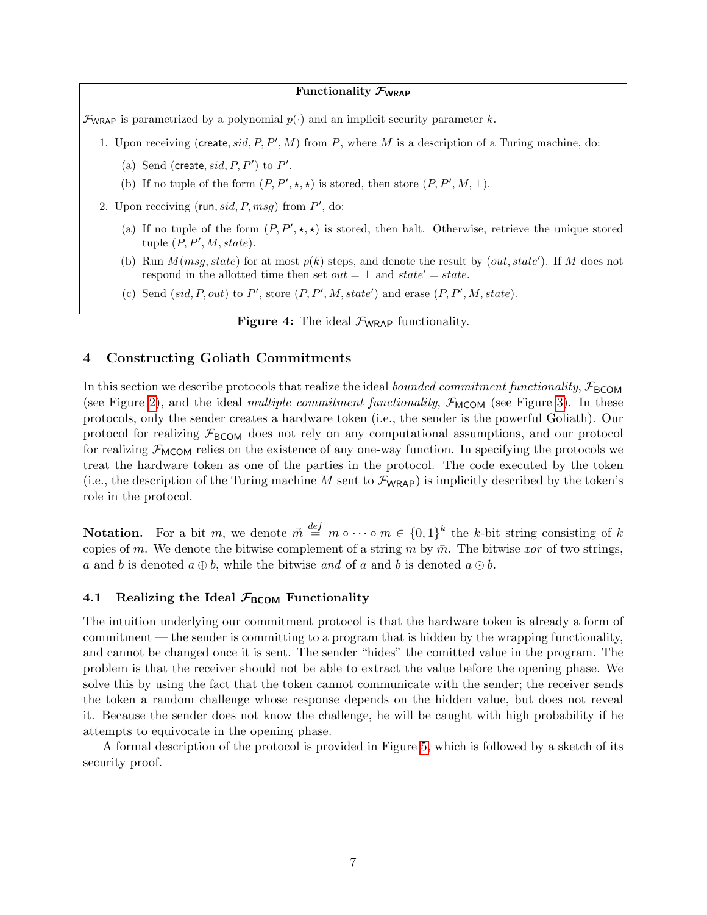**Functionality $\mathcal{F}_{\mathsf{WRAP}}$**

$\mathcal{F}_{\mathsf{WRAP}}$ is parametrized by a polynomial $p(\cdot)$ and an implicit security parameter $k$.

1. Upon receiving $(\mathsf{create}, sid, P, P', M)$ from $P$, where $M$ is a description of a Turing machine, do:
   (a) Send $(\mathsf{create}, sid, P, P')$ to $P'$.
   (b) If no tuple of the form $(P, P', \star, \star)$ is stored, then store $(P, P', M, \bot)$.
2. Upon receiving $(\mathsf{run}, sid, P, msg)$ from $P'$, do:
   (a) If no tuple of the form $(P, P', \star, \star)$ is stored, then halt. Otherwise, retrieve the unique stored tuple $(P, P', M, state)$.
   (b) Run $M(msg, state)$ for at most $p(k)$ steps, and denote the result by $(out, state')$. If $M$ does not respond in the allotted time then set $out = \bot$ and $state' = state$.
   (c) Send $(sid, P, out)$ to $P'$, store $(P, P', M, state')$ and erase $(P, P', M, state)$.

**Figure 4:** The ideal $\mathcal{F}_{\mathsf{WRAP}}$ functionality.

## 4 Constructing Goliath Commitments

In this section we describe protocols that realize the ideal *bounded commitment functionality*, $\mathcal{F}_{\mathsf{BCOM}}$ (see Figure 2), and the ideal *multiple commitment functionality*, $\mathcal{F}_{\mathsf{MCOM}}$ (see Figure 3). In these protocols, only the sender creates a hardware token (i.e., the sender is the powerful Goliath). Our protocol for realizing $\mathcal{F}_{\mathsf{BCOM}}$ does not rely on any computational assumptions, and our protocol for realizing $\mathcal{F}_{\mathsf{MCOM}}$ relies on the existence of any one-way function. In specifying the protocols we treat the hardware token as one of the parties in the protocol. The code executed by the token (i.e., the description of the Turing machine $M$ sent to $\mathcal{F}_{\mathsf{WRAP}}$) is implicitly described by the token's role in the protocol.

**Notation.** For a bit $m$, we denote $\vec{m} \stackrel{def}{=} m \circ \cdots \circ m \in \{0,1\}^k$ the $k$-bit string consisting of $k$ copies of $m$. We denote the bitwise complement of a string $m$ by $\bar{m}$. The bitwise *xor* of two strings, $a$ and $b$ is denoted $a \oplus b$, while the bitwise *and* of $a$ and $b$ is denoted $a \odot b$.

### 4.1 Realizing the Ideal $\mathcal{F}_{\mathsf{BCOM}}$ Functionality

The intuition underlying our commitment protocol is that the hardware token is already a form of commitment — the sender is committing to a program that is hidden by the wrapping functionality, and cannot be changed once it is sent. The sender "hides" the comitted value in the program. The problem is that the receiver should not be able to extract the value before the opening phase. We solve this by using the fact that the token cannot communicate with the sender; the receiver sends the token a random challenge whose response depends on the hidden value, but does not reveal it. Because the sender does not know the challenge, he will be caught with high probability if he attempts to equivocate in the opening phase.

A formal description of the protocol is provided in Figure 5, which is followed by a sketch of its security proof.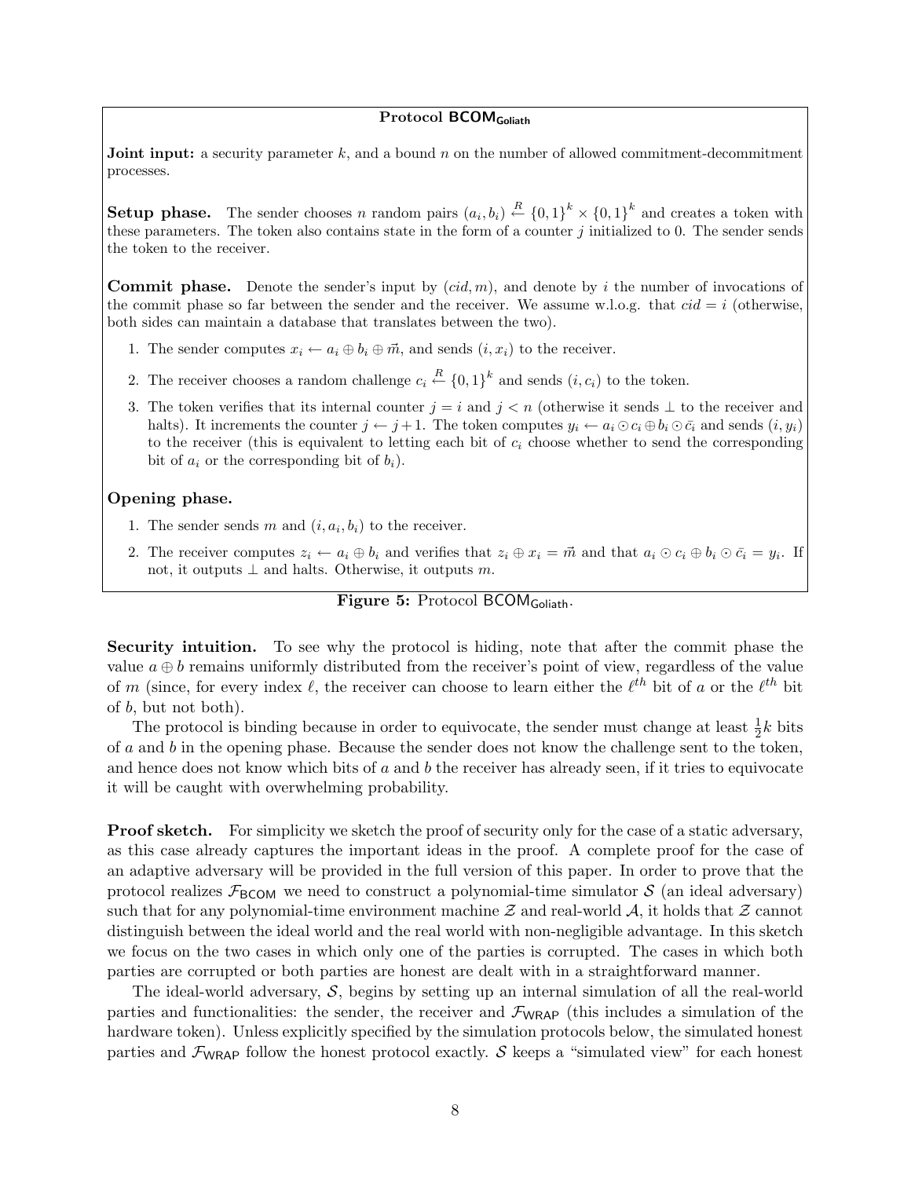**Protocol $\mathsf{BCOM}_{\mathsf{Goliath}}$**

**Joint input:** a security parameter $k$, and a bound $n$ on the number of allowed commitment-decommitment processes.

**Setup phase.** The sender chooses $n$ random pairs $(a_i, b_i) \xleftarrow{R} \{0,1\}^k \times \{0,1\}^k$ and creates a token with these parameters. The token also contains state in the form of a counter $j$ initialized to 0. The sender sends the token to the receiver.

**Commit phase.** Denote the sender's input by $(cid, m)$, and denote by $i$ the number of invocations of the commit phase so far between the sender and the receiver. We assume w.l.o.g. that $cid = i$ (otherwise, both sides can maintain a database that translates between the two).

1. The sender computes $x_i \leftarrow a_i \oplus b_i \oplus \vec{m}$, and sends $(i, x_i)$ to the receiver.
2. The receiver chooses a random challenge $c_i \xleftarrow{R} \{0,1\}^k$ and sends $(i, c_i)$ to the token.
3. The token verifies that its internal counter $j = i$ and $j < n$ (otherwise it sends $\perp$ to the receiver and halts). It increments the counter $j \leftarrow j+1$. The token computes $y_i \leftarrow a_i \odot c_i \oplus b_i \odot \bar{c_i}$ and sends $(i, y_i)$ to the receiver (this is equivalent to letting each bit of $c_i$ choose whether to send the corresponding bit of $a_i$ or the corresponding bit of $b_i$).

**Opening phase.**

1. The sender sends $m$ and $(i, a_i, b_i)$ to the receiver.
2. The receiver computes $z_i \leftarrow a_i \oplus b_i$ and verifies that $z_i \oplus x_i = \vec{m}$ and that $a_i \odot c_i \oplus b_i \odot \bar{c_i} = y_i$. If not, it outputs $\perp$ and halts. Otherwise, it outputs $m$.

**Figure 5:** Protocol $\mathsf{BCOM}_{\mathsf{Goliath}}$.

**Security intuition.** To see why the protocol is hiding, note that after the commit phase the value $a \oplus b$ remains uniformly distributed from the receiver's point of view, regardless of the value of $m$ (since, for every index $\ell$, the receiver can choose to learn either the $\ell^{th}$ bit of $a$ or the $\ell^{th}$ bit of $b$, but not both).

The protocol is binding because in order to equivocate, the sender must change at least $\frac{1}{2}k$ bits of $a$ and $b$ in the opening phase. Because the sender does not know the challenge sent to the token, and hence does not know which bits of $a$ and $b$ the receiver has already seen, if it tries to equivocate it will be caught with overwhelming probability.

**Proof sketch.** For simplicity we sketch the proof of security only for the case of a static adversary, as this case already captures the important ideas in the proof. A complete proof for the case of an adaptive adversary will be provided in the full version of this paper. In order to prove that the protocol realizes $\mathcal{F}_{\mathsf{BCOM}}$ we need to construct a polynomial-time simulator $\mathcal{S}$ (an ideal adversary) such that for any polynomial-time environment machine $\mathcal{Z}$ and real-world $\mathcal{A}$, it holds that $\mathcal{Z}$ cannot distinguish between the ideal world and the real world with non-negligible advantage. In this sketch we focus on the two cases in which only one of the parties is corrupted. The cases in which both parties are corrupted or both parties are honest are dealt with in a straightforward manner.

The ideal-world adversary, $\mathcal{S}$, begins by setting up an internal simulation of all the real-world parties and functionalities: the sender, the receiver and $\mathcal{F}_{\mathsf{WRAP}}$ (this includes a simulation of the hardware token). Unless explicitly specified by the simulation protocols below, the simulated honest parties and $\mathcal{F}_{\mathsf{WRAP}}$ follow the honest protocol exactly. $\mathcal{S}$ keeps a "simulated view" for each honest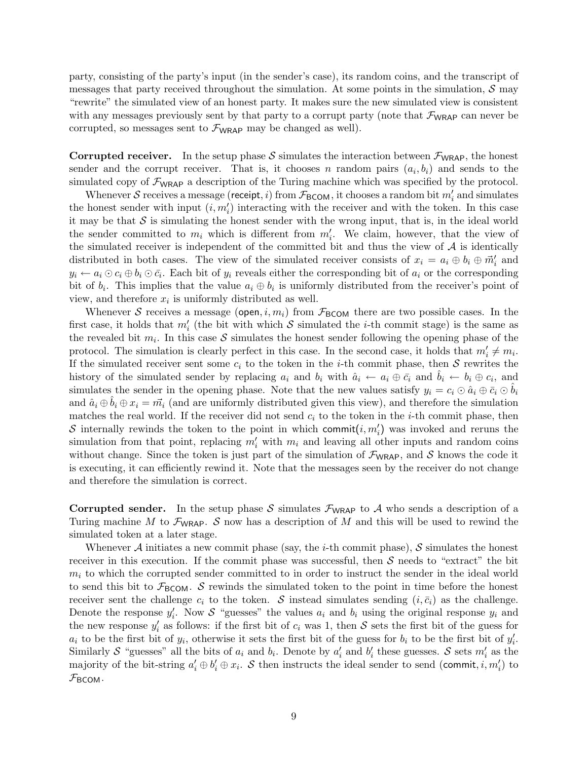party, consisting of the party's input (in the sender's case), its random coins, and the transcript of messages that party received throughout the simulation. At some points in the simulation, $\mathcal{S}$ may "rewrite" the simulated view of an honest party. It makes sure the new simulated view is consistent with any messages previously sent by that party to a corrupt party (note that $\mathcal{F}_{\mathsf{WRAP}}$ can never be corrupted, so messages sent to $\mathcal{F}_{\mathsf{WRAP}}$ may be changed as well).

**Corrupted receiver.** In the setup phase $\mathcal{S}$ simulates the interaction between $\mathcal{F}_{\mathsf{WRAP}}$, the honest sender and the corrupt receiver. That is, it chooses $n$ random pairs $(a_i, b_i)$ and sends to the simulated copy of $\mathcal{F}_{\mathsf{WRAP}}$ a description of the Turing machine which was specified by the protocol.

Whenever $\mathcal{S}$ receives a message $(\mathsf{receipt}, i)$ from $\mathcal{F}_{\mathsf{BCOM}}$, it chooses a random bit $m'_i$ and simulates the honest sender with input $(i, m'_i)$ interacting with the receiver and with the token. In this case it may be that $\mathcal{S}$ is simulating the honest sender with the wrong input, that is, in the ideal world the sender committed to $m_i$ which is different from $m'_i$. We claim, however, that the view of the simulated receiver is independent of the committed bit and thus the view of $\mathcal{A}$ is identically distributed in both cases. The view of the simulated receiver consists of $x_i = a_i \oplus b_i \oplus \vec{m}'_i$ and $y_i \leftarrow a_i \odot c_i \oplus b_i \odot \bar{c}_i$. Each bit of $y_i$ reveals either the corresponding bit of $a_i$ or the corresponding bit of $b_i$. This implies that the value $a_i \oplus b_i$ is uniformly distributed from the receiver's point of view, and therefore $x_i$ is uniformly distributed as well.

Whenever $\mathcal{S}$ receives a message $(\mathsf{open}, i, m_i)$ from $\mathcal{F}_{\mathsf{BCOM}}$ there are two possible cases. In the first case, it holds that $m'_i$ (the bit with which $\mathcal{S}$ simulated the $i$-th commit stage) is the same as the revealed bit $m_i$. In this case $\mathcal{S}$ simulates the honest sender following the opening phase of the protocol. The simulation is clearly perfect in this case. In the second case, it holds that $m'_i \neq m_i$. If the simulated receiver sent some $c_i$ to the token in the $i$-th commit phase, then $\mathcal{S}$ rewrites the history of the simulated sender by replacing $a_i$ and $b_i$ with $\hat{a}_i \leftarrow a_i \oplus \bar{c}_i$ and $\hat{b}_i \leftarrow b_i \oplus c_i$, and simulates the sender in the opening phase. Note that the new values satisfy $y_i = c_i \odot \hat{a}_i \oplus \bar{c}_i \odot \hat{b}_i$ and $\hat{a}_i \oplus \hat{b}_i \oplus x_i = \vec{m}_i$ (and are uniformly distributed given this view), and therefore the simulation matches the real world. If the receiver did not send $c_i$ to the token in the $i$-th commit phase, then $\mathcal{S}$ internally rewinds the token to the point in which $\mathsf{commit}(i, m'_i)$ was invoked and reruns the simulation from that point, replacing $m'_i$ with $m_i$ and leaving all other inputs and random coins without change. Since the token is just part of the simulation of $\mathcal{F}_{\mathsf{WRAP}}$, and $\mathcal{S}$ knows the code it is executing, it can efficiently rewind it. Note that the messages seen by the receiver do not change and therefore the simulation is correct.

**Corrupted sender.** In the setup phase $\mathcal{S}$ simulates $\mathcal{F}_{\mathsf{WRAP}}$ to $\mathcal{A}$ who sends a description of a Turing machine $M$ to $\mathcal{F}_{\mathsf{WRAP}}$. $\mathcal{S}$ now has a description of $M$ and this will be used to rewind the simulated token at a later stage.

Whenever $\mathcal{A}$ initiates a new commit phase (say, the $i$-th commit phase), $\mathcal{S}$ simulates the honest receiver in this execution. If the commit phase was successful, then $\mathcal{S}$ needs to "extract" the bit $m_i$ to which the corrupted sender committed to in order to instruct the sender in the ideal world to send this bit to $\mathcal{F}_{\mathsf{BCOM}}$. $\mathcal{S}$ rewinds the simulated token to the point in time before the honest receiver sent the challenge $c_i$ to the token. $\mathcal{S}$ instead simulates sending $(i, \bar{c}_i)$ as the challenge. Denote the response $y'_i$. Now $\mathcal{S}$ "guesses" the values $a_i$ and $b_i$ using the original response $y_i$ and the new response $y'_i$ as follows: if the first bit of $c_i$ was 1, then $\mathcal{S}$ sets the first bit of the guess for $a_i$ to be the first bit of $y_i$, otherwise it sets the first bit of the guess for $b_i$ to be the first bit of $y'_i$. Similarly $\mathcal{S}$ "guesses" all the bits of $a_i$ and $b_i$. Denote by $a'_i$ and $b'_i$ these guesses. $\mathcal{S}$ sets $m'_i$ as the majority of the bit-string $a'_i \oplus b'_i \oplus x_i$. $\mathcal{S}$ then instructs the ideal sender to send $(\mathsf{commit}, i, m'_i)$ to $\mathcal{F}_{\mathsf{BCOM}}$.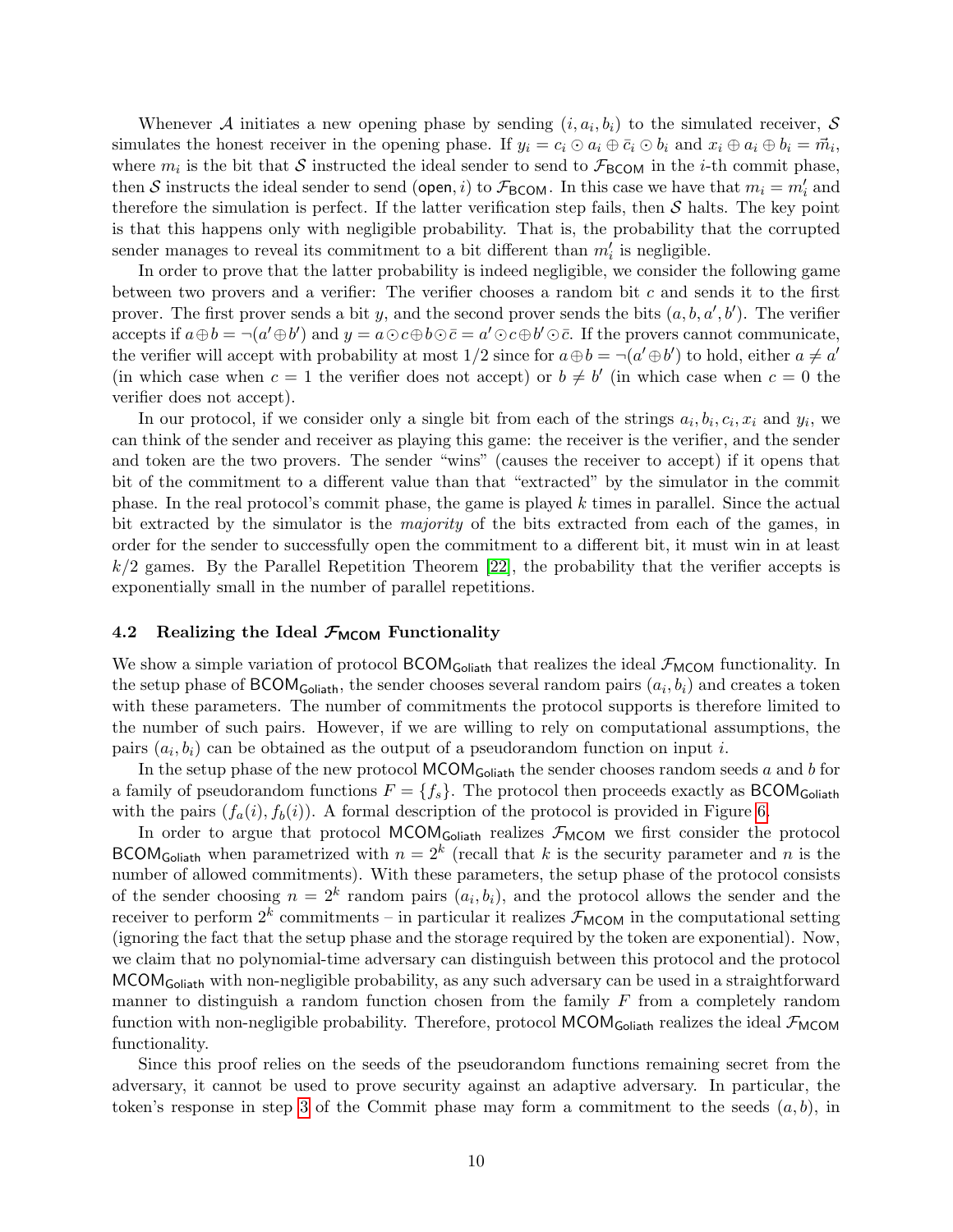Whenever $\mathcal{A}$ initiates a new opening phase by sending $(i, a_i, b_i)$ to the simulated receiver, $\mathcal{S}$ simulates the honest receiver in the opening phase. If $y_i = c_i \odot a_i \oplus \bar{c}_i \odot b_i$ and $x_i \oplus a_i \oplus b_i = \vec{m}_i$, where $m_i$ is the bit that $\mathcal{S}$ instructed the ideal sender to send to $\mathcal{F}_{\mathsf{BCOM}}$ in the $i$-th commit phase, then $\mathcal{S}$ instructs the ideal sender to send $(\mathsf{open}, i)$ to $\mathcal{F}_{\mathsf{BCOM}}$. In this case we have that $m_i = m'_i$ and therefore the simulation is perfect. If the latter verification step fails, then $\mathcal{S}$ halts. The key point is that this happens only with negligible probability. That is, the probability that the corrupted sender manages to reveal its commitment to a bit different than $m'_i$ is negligible.

In order to prove that the latter probability is indeed negligible, we consider the following game between two provers and a verifier: The verifier chooses a random bit $c$ and sends it to the first prover. The first prover sends a bit $y$, and the second prover sends the bits $(a, b, a', b')$. The verifier accepts if $a \oplus b = \neg(a' \oplus b')$ and $y = a \odot c \oplus b \odot \bar{c} = a' \odot c \oplus b' \odot \bar{c}$. If the provers cannot communicate, the verifier will accept with probability at most $1/2$ since for $a \oplus b = \neg(a' \oplus b')$ to hold, either $a \neq a'$ (in which case when $c = 1$ the verifier does not accept) or $b \neq b'$ (in which case when $c = 0$ the verifier does not accept).

In our protocol, if we consider only a single bit from each of the strings $a_i, b_i, c_i, x_i$ and $y_i$, we can think of the sender and receiver as playing this game: the receiver is the verifier, and the sender and token are the two provers. The sender "wins" (causes the receiver to accept) if it opens that bit of the commitment to a different value than that "extracted" by the simulator in the commit phase. In the real protocol's commit phase, the game is played $k$ times in parallel. Since the actual bit extracted by the simulator is the *majority* of the bits extracted from each of the games, in order for the sender to successfully open the commitment to a different bit, it must win in at least $k/2$ games. By the Parallel Repetition Theorem [22], the probability that the verifier accepts is exponentially small in the number of parallel repetitions.

### 4.2 Realizing the Ideal $\mathcal{F}_{\mathsf{MCOM}}$ Functionality

We show a simple variation of protocol $\mathsf{BCOM}_{\mathsf{Goliath}}$ that realizes the ideal $\mathcal{F}_{\mathsf{MCOM}}$ functionality. In the setup phase of $\mathsf{BCOM}_{\mathsf{Goliath}}$, the sender chooses several random pairs $(a_i, b_i)$ and creates a token with these parameters. The number of commitments the protocol supports is therefore limited to the number of such pairs. However, if we are willing to rely on computational assumptions, the pairs $(a_i, b_i)$ can be obtained as the output of a pseudorandom function on input $i$.

In the setup phase of the new protocol $\mathsf{MCOM}_{\mathsf{Goliath}}$ the sender chooses random seeds $a$ and $b$ for a family of pseudorandom functions $F = \{f_s\}$. The protocol then proceeds exactly as $\mathsf{BCOM}_{\mathsf{Goliath}}$ with the pairs $(f_a(i), f_b(i))$. A formal description of the protocol is provided in Figure 6.

In order to argue that protocol $\mathsf{MCOM}_{\mathsf{Goliath}}$ realizes $\mathcal{F}_{\mathsf{MCOM}}$ we first consider the protocol $\mathsf{BCOM}_{\mathsf{Goliath}}$ when parametrized with $n = 2^k$ (recall that $k$ is the security parameter and $n$ is the number of allowed commitments). With these parameters, the setup phase of the protocol consists of the sender choosing $n = 2^k$ random pairs $(a_i, b_i)$, and the protocol allows the sender and the receiver to perform $2^k$ commitments – in particular it realizes $\mathcal{F}_{\mathsf{MCOM}}$ in the computational setting (ignoring the fact that the setup phase and the storage required by the token are exponential). Now, we claim that no polynomial-time adversary can distinguish between this protocol and the protocol $\mathsf{MCOM}_{\mathsf{Goliath}}$ with non-negligible probability, as any such adversary can be used in a straightforward manner to distinguish a random function chosen from the family $F$ from a completely random function with non-negligible probability. Therefore, protocol $\mathsf{MCOM}_{\mathsf{Goliath}}$ realizes the ideal $\mathcal{F}_{\mathsf{MCOM}}$ functionality.

Since this proof relies on the seeds of the pseudorandom functions remaining secret from the adversary, it cannot be used to prove security against an adaptive adversary. In particular, the token's response in step 3 of the Commit phase may form a commitment to the seeds $(a, b)$, in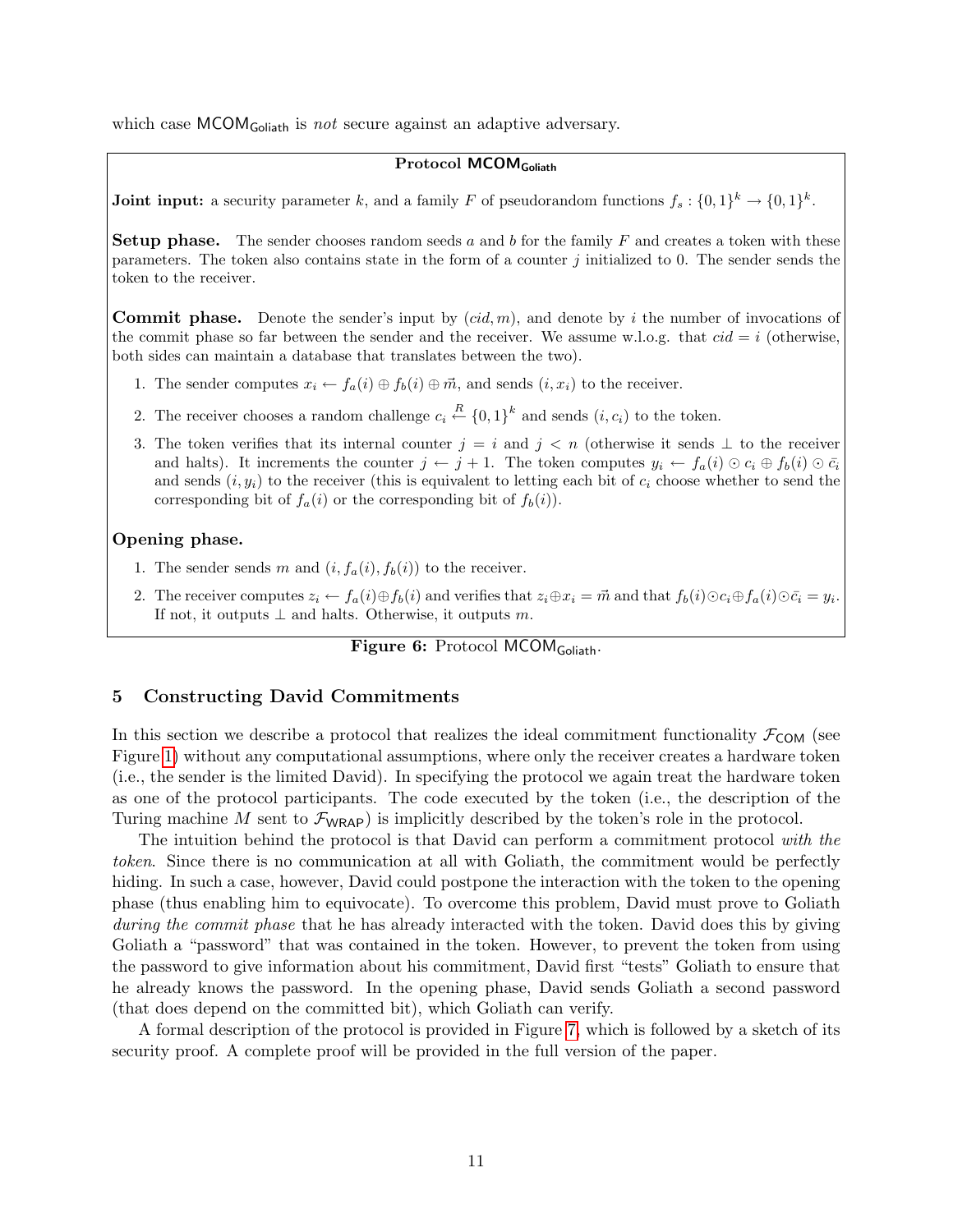which case $\mathsf{MCOM}_{\mathsf{Goliath}}$ is *not* secure against an adaptive adversary.

**Protocol $\mathsf{MCOM}_{\mathsf{Goliath}}$**

**Joint input:** a security parameter $k$, and a family $F$ of pseudorandom functions $f_s : \{0,1\}^k \to \{0,1\}^k$.

**Setup phase.** The sender chooses random seeds $a$ and $b$ for the family $F$ and creates a token with these parameters. The token also contains state in the form of a counter $j$ initialized to 0. The sender sends the token to the receiver.

**Commit phase.** Denote the sender's input by $(cid, m)$, and denote by $i$ the number of invocations of the commit phase so far between the sender and the receiver. We assume w.l.o.g. that $cid = i$ (otherwise, both sides can maintain a database that translates between the two).

1. The sender computes $x_i \leftarrow f_a(i) \oplus f_b(i) \oplus \vec{m}$, and sends $(i, x_i)$ to the receiver.
2. The receiver chooses a random challenge $c_i \overset{R}{\leftarrow} \{0,1\}^k$ and sends $(i, c_i)$ to the token.
3. The token verifies that its internal counter $j = i$ and $j < n$ (otherwise it sends $\perp$ to the receiver and halts). It increments the counter $j \leftarrow j + 1$. The token computes $y_i \leftarrow f_a(i) \odot c_i \oplus f_b(i) \odot \bar{c}_i$ and sends $(i, y_i)$ to the receiver (this is equivalent to letting each bit of $c_i$ choose whether to send the corresponding bit of $f_a(i)$ or the corresponding bit of $f_b(i)$).

**Opening phase.**

1. The sender sends $m$ and $(i, f_a(i), f_b(i))$ to the receiver.
2. The receiver computes $z_i \leftarrow f_a(i) \oplus f_b(i)$ and verifies that $z_i \oplus x_i = \vec{m}$ and that $f_b(i) \odot c_i \oplus f_a(i) \odot \bar{c}_i = y_i$. If not, it outputs $\perp$ and halts. Otherwise, it outputs $m$.

**Figure 6:** Protocol $\mathsf{MCOM}_{\mathsf{Goliath}}$.

## 5 Constructing David Commitments

In this section we describe a protocol that realizes the ideal commitment functionality $\mathcal{F}_{\mathsf{COM}}$ (see Figure 1) without any computational assumptions, where only the receiver creates a hardware token (i.e., the sender is the limited David). In specifying the protocol we again treat the hardware token as one of the protocol participants. The code executed by the token (i.e., the description of the Turing machine $M$ sent to $\mathcal{F}_{\mathsf{WRAP}}$) is implicitly described by the token's role in the protocol.

The intuition behind the protocol is that David can perform a commitment protocol *with the token*. Since there is no communication at all with Goliath, the commitment would be perfectly hiding. In such a case, however, David could postpone the interaction with the token to the opening phase (thus enabling him to equivocate). To overcome this problem, David must prove to Goliath *during the commit phase* that he has already interacted with the token. David does this by giving Goliath a "password" that was contained in the token. However, to prevent the token from using the password to give information about his commitment, David first "tests" Goliath to ensure that he already knows the password. In the opening phase, David sends Goliath a second password (that does depend on the committed bit), which Goliath can verify.

A formal description of the protocol is provided in Figure 7, which is followed by a sketch of its security proof. A complete proof will be provided in the full version of the paper.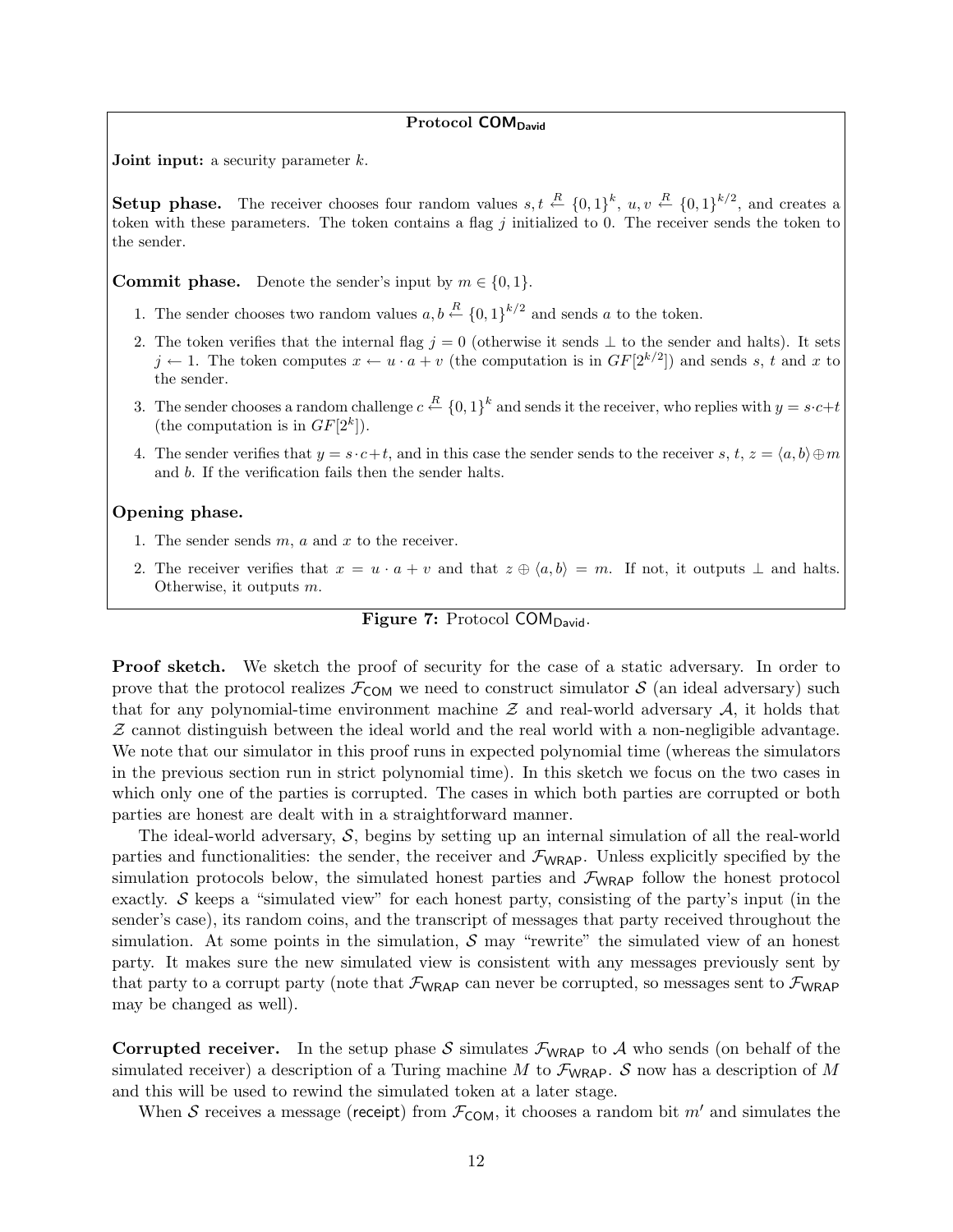**Protocol $\mathsf{COM}_{\mathsf{David}}$**

**Joint input:** a security parameter $k$.

**Setup phase.** The receiver chooses four random values $s, t \xleftarrow{R} \{0,1\}^k$, $u, v \xleftarrow{R} \{0,1\}^{k/2}$, and creates a token with these parameters. The token contains a flag $j$ initialized to 0. The receiver sends the token to the sender.

**Commit phase.** Denote the sender's input by $m \in \{0,1\}$.

1. The sender chooses two random values $a, b \xleftarrow{R} \{0,1\}^{k/2}$ and sends $a$ to the token.
2. The token verifies that the internal flag $j = 0$ (otherwise it sends $\perp$ to the sender and halts). It sets $j \leftarrow 1$. The token computes $x \leftarrow u \cdot a + v$ (the computation is in $GF[2^{k/2}]$) and sends $s$, $t$ and $x$ to the sender.
3. The sender chooses a random challenge $c \xleftarrow{R} \{0,1\}^k$ and sends it the receiver, who replies with $y = s \cdot c + t$ (the computation is in $GF[2^k]$).
4. The sender verifies that $y = s \cdot c + t$, and in this case the sender sends to the receiver $s$, $t$, $z = \langle a, b \rangle \oplus m$ and $b$. If the verification fails then the sender halts.

**Opening phase.**

1. The sender sends $m$, $a$ and $x$ to the receiver.
2. The receiver verifies that $x = u \cdot a + v$ and that $z \oplus \langle a, b \rangle = m$. If not, it outputs $\perp$ and halts. Otherwise, it outputs $m$.

**Figure 7:** Protocol $\mathsf{COM}_{\mathsf{David}}$.

**Proof sketch.** We sketch the proof of security for the case of a static adversary. In order to prove that the protocol realizes $\mathcal{F}_{\mathsf{COM}}$ we need to construct simulator $\mathcal{S}$ (an ideal adversary) such that for any polynomial-time environment machine $\mathcal{Z}$ and real-world adversary $\mathcal{A}$, it holds that $\mathcal{Z}$ cannot distinguish between the ideal world and the real world with a non-negligible advantage. We note that our simulator in this proof runs in expected polynomial time (whereas the simulators in the previous section run in strict polynomial time). In this sketch we focus on the two cases in which only one of the parties is corrupted. The cases in which both parties are corrupted or both parties are honest are dealt with in a straightforward manner.

The ideal-world adversary, $\mathcal{S}$, begins by setting up an internal simulation of all the real-world parties and functionalities: the sender, the receiver and $\mathcal{F}_{\mathsf{WRAP}}$. Unless explicitly specified by the simulation protocols below, the simulated honest parties and $\mathcal{F}_{\mathsf{WRAP}}$ follow the honest protocol exactly. $\mathcal{S}$ keeps a "simulated view" for each honest party, consisting of the party's input (in the sender's case), its random coins, and the transcript of messages that party received throughout the simulation. At some points in the simulation, $\mathcal{S}$ may "rewrite" the simulated view of an honest party. It makes sure the new simulated view is consistent with any messages previously sent by that party to a corrupt party (note that $\mathcal{F}_{\mathsf{WRAP}}$ can never be corrupted, so messages sent to $\mathcal{F}_{\mathsf{WRAP}}$ may be changed as well).

**Corrupted receiver.** In the setup phase $\mathcal{S}$ simulates $\mathcal{F}_{\mathsf{WRAP}}$ to $\mathcal{A}$ who sends (on behalf of the simulated receiver) a description of a Turing machine $M$ to $\mathcal{F}_{\mathsf{WRAP}}$. $\mathcal{S}$ now has a description of $M$ and this will be used to rewind the simulated token at a later stage.

When $\mathcal{S}$ receives a message (receipt) from $\mathcal{F}_{\mathsf{COM}}$, it chooses a random bit $m'$ and simulates the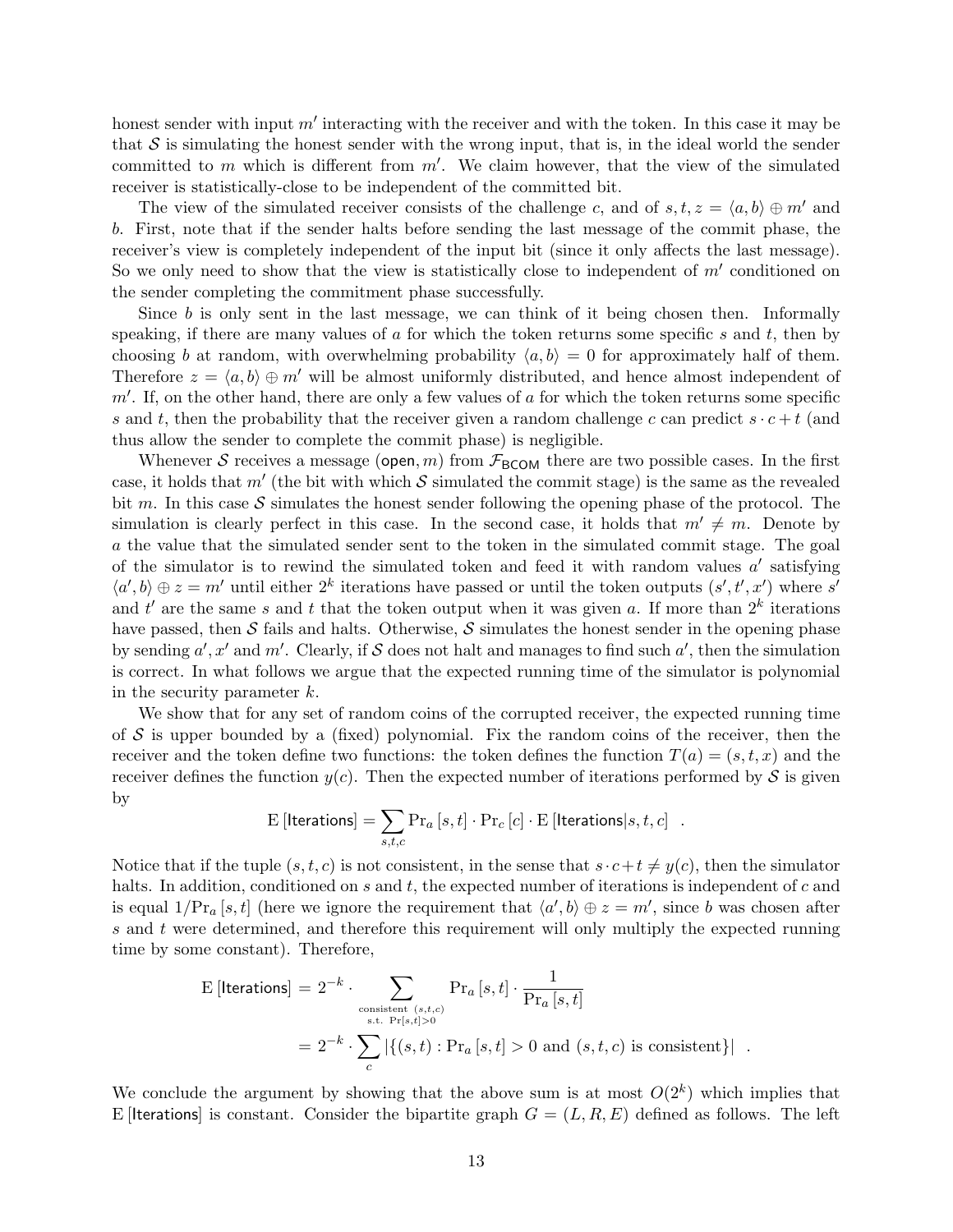honest sender with input $m'$ interacting with the receiver and with the token. In this case it may be that $\mathcal{S}$ is simulating the honest sender with the wrong input, that is, in the ideal world the sender committed to $m$ which is different from $m'$. We claim however, that the view of the simulated receiver is statistically-close to be independent of the committed bit.

The view of the simulated receiver consists of the challenge $c$, and of $s, t, z = \langle a, b \rangle \oplus m'$ and $b$. First, note that if the sender halts before sending the last message of the commit phase, the receiver's view is completely independent of the input bit (since it only affects the last message). So we only need to show that the view is statistically close to independent of $m'$ conditioned on the sender completing the commitment phase successfully.

Since $b$ is only sent in the last message, we can think of it being chosen then. Informally speaking, if there are many values of $a$ for which the token returns some specific $s$ and $t$, then by choosing $b$ at random, with overwhelming probability $\langle a, b \rangle = 0$ for approximately half of them. Therefore $z = \langle a, b \rangle \oplus m'$ will be almost uniformly distributed, and hence almost independent of $m'$. If, on the other hand, there are only a few values of $a$ for which the token returns some specific $s$ and $t$, then the probability that the receiver given a random challenge $c$ can predict $s \cdot c + t$ (and thus allow the sender to complete the commit phase) is negligible.

Whenever $\mathcal{S}$ receives a message $(\mathsf{open}, m)$ from $\mathcal{F}_{\mathsf{BCOM}}$ there are two possible cases. In the first case, it holds that $m'$ (the bit with which $\mathcal{S}$ simulated the commit stage) is the same as the revealed bit $m$. In this case $\mathcal{S}$ simulates the honest sender following the opening phase of the protocol. The simulation is clearly perfect in this case. In the second case, it holds that $m' \neq m$. Denote by $a$ the value that the simulated sender sent to the token in the simulated commit stage. The goal of the simulator is to rewind the simulated token and feed it with random values $a'$ satisfying $\langle a', b \rangle \oplus z = m'$ until either $2^k$ iterations have passed or until the token outputs $(s', t', x')$ where $s'$ and $t'$ are the same $s$ and $t$ that the token output when it was given $a$. If more than $2^k$ iterations have passed, then $\mathcal{S}$ fails and halts. Otherwise, $\mathcal{S}$ simulates the honest sender in the opening phase by sending $a', x'$ and $m'$. Clearly, if $\mathcal{S}$ does not halt and manages to find such $a'$, then the simulation is correct. In what follows we argue that the expected running time of the simulator is polynomial in the security parameter $k$.

We show that for any set of random coins of the corrupted receiver, the expected running time of $\mathcal{S}$ is upper bounded by a (fixed) polynomial. Fix the random coins of the receiver, then the receiver and the token define two functions: the token defines the function $T(a) = (s, t, x)$ and the receiver defines the function $y(c)$. Then the expected number of iterations performed by $\mathcal{S}$ is given by

$$\mathrm{E}\left[\mathsf{Iterations}\right] = \sum_{s,t,c} \Pr_a\left[s, t\right] \cdot \Pr_c\left[c\right] \cdot \mathrm{E}\left[\mathsf{Iterations} | s, t, c\right] \quad .$$

Notice that if the tuple $(s, t, c)$ is not consistent, in the sense that $s \cdot c + t \neq y(c)$, then the simulator halts. In addition, conditioned on $s$ and $t$, the expected number of iterations is independent of $c$ and is equal $1/\Pr_a\left[s, t\right]$ (here we ignore the requirement that $\langle a', b \rangle \oplus z = m'$, since $b$ was chosen after $s$ and $t$ were determined, and therefore this requirement will only multiply the expected running time by some constant). Therefore,

$$\begin{aligned}
\mathrm{E}\left[\mathsf{Iterations}\right] &= 2^{-k} \cdot \sum_{\substack{\text{consistent } (s,t,c) \\ \text{s.t. } \Pr[s,t]>0}} \Pr_a\left[s, t\right] \cdot \frac{1}{\Pr_a\left[s, t\right]} \\
&= 2^{-k} \cdot \sum_{c} \left|\{(s, t) : \Pr_a\left[s, t\right] > 0 \text{ and } (s, t, c) \text{ is consistent}\}\right| \quad .
\end{aligned}$$

We conclude the argument by showing that the above sum is at most $O(2^k)$ which implies that $\mathrm{E}\left[\mathsf{Iterations}\right]$ is constant. Consider the bipartite graph $G = (L, R, E)$ defined as follows. The left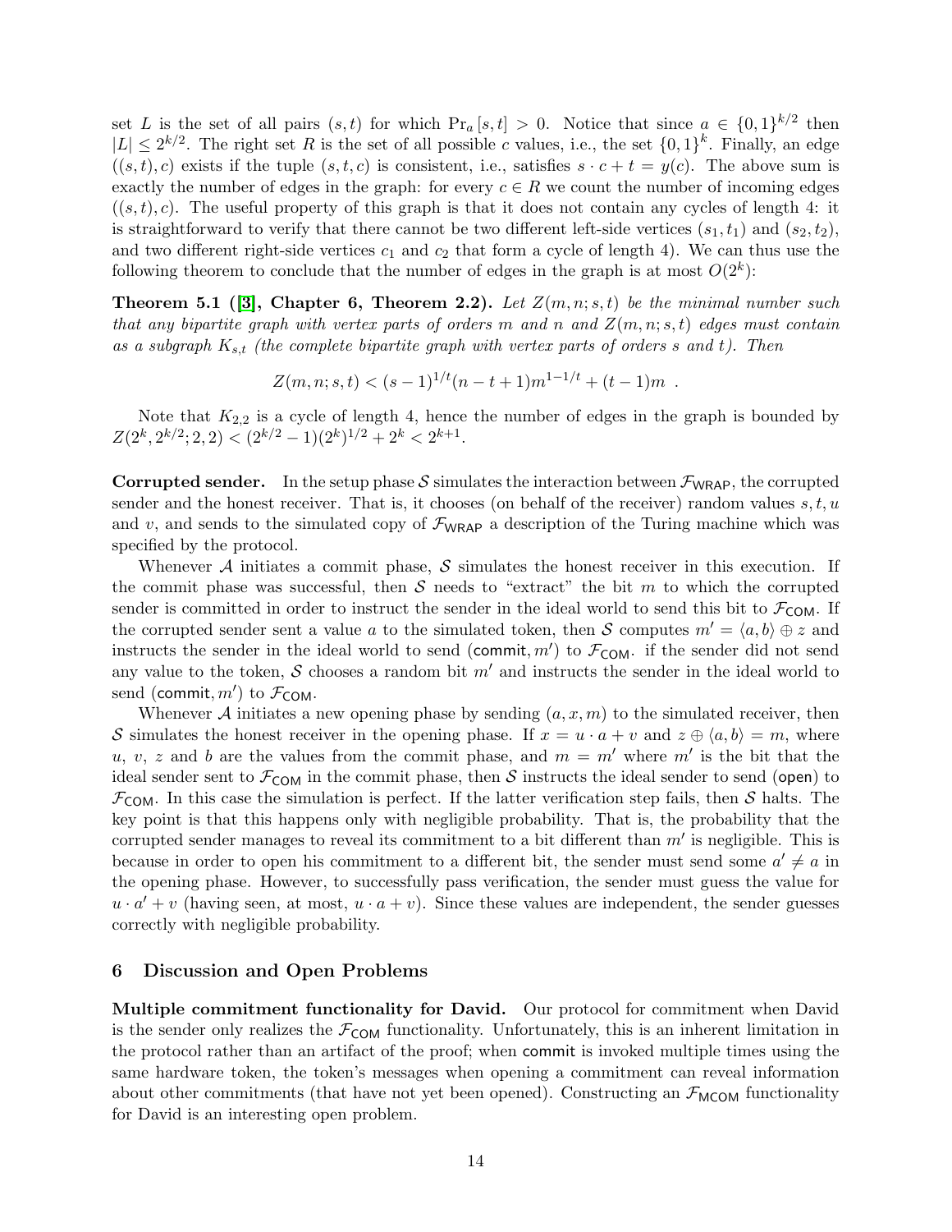set $L$ is the set of all pairs $(s,t)$ for which $\Pr_a[s,t] > 0$. Notice that since $a \in \{0,1\}^{k/2}$ then $|L| \le 2^{k/2}$. The right set $R$ is the set of all possible $c$ values, i.e., the set $\{0,1\}^k$. Finally, an edge $((s,t),c)$ exists if the tuple $(s,t,c)$ is consistent, i.e., satisfies $s \cdot c + t = y(c)$. The above sum is exactly the number of edges in the graph: for every $c \in R$ we count the number of incoming edges $((s,t),c)$. The useful property of this graph is that it does not contain any cycles of length 4: it is straightforward to verify that there cannot be two different left-side vertices $(s_1,t_1)$ and $(s_2,t_2)$, and two different right-side vertices $c_1$ and $c_2$ that form a cycle of length 4). We can thus use the following theorem to conclude that the number of edges in the graph is at most $O(2^k)$:

**Theorem 5.1 ([3], Chapter 6, Theorem 2.2).** *Let $Z(m,n;s,t)$ be the minimal number such that any bipartite graph with vertex parts of orders $m$ and $n$ and $Z(m,n;s,t)$ edges must contain as a subgraph $K_{s,t}$ (the complete bipartite graph with vertex parts of orders $s$ and $t$). Then*

$$Z(m,n;s,t) < (s-1)^{1/t}(n-t+1)m^{1-1/t} + (t-1)m \ .$$

Note that $K_{2,2}$ is a cycle of length 4, hence the number of edges in the graph is bounded by $Z(2^k, 2^{k/2}; 2, 2) < (2^{k/2}-1)(2^k)^{1/2} + 2^k < 2^{k+1}$.

**Corrupted sender.** In the setup phase $\mathcal{S}$ simulates the interaction between $\mathcal{F}_{\mathsf{WRAP}}$, the corrupted sender and the honest receiver. That is, it chooses (on behalf of the receiver) random values $s, t, u$ and $v$, and sends to the simulated copy of $\mathcal{F}_{\mathsf{WRAP}}$ a description of the Turing machine which was specified by the protocol.

Whenever $\mathcal{A}$ initiates a commit phase, $\mathcal{S}$ simulates the honest receiver in this execution. If the commit phase was successful, then $\mathcal{S}$ needs to "extract" the bit $m$ to which the corrupted sender is committed in order to instruct the sender in the ideal world to send this bit to $\mathcal{F}_{\mathsf{COM}}$. If the corrupted sender sent a value $a$ to the simulated token, then $\mathcal{S}$ computes $m' = \langle a, b\rangle \oplus z$ and instructs the sender in the ideal world to send $(\mathsf{commit}, m')$ to $\mathcal{F}_{\mathsf{COM}}$. if the sender did not send any value to the token, $\mathcal{S}$ chooses a random bit $m'$ and instructs the sender in the ideal world to send $(\mathsf{commit}, m')$ to $\mathcal{F}_{\mathsf{COM}}$.

Whenever $\mathcal{A}$ initiates a new opening phase by sending $(a, x, m)$ to the simulated receiver, then $\mathcal{S}$ simulates the honest receiver in the opening phase. If $x = u \cdot a + v$ and $z \oplus \langle a, b\rangle = m$, where $u$, $v$, $z$ and $b$ are the values from the commit phase, and $m = m'$ where $m'$ is the bit that the ideal sender sent to $\mathcal{F}_{\mathsf{COM}}$ in the commit phase, then $\mathcal{S}$ instructs the ideal sender to send $(\mathsf{open})$ to $\mathcal{F}_{\mathsf{COM}}$. In this case the simulation is perfect. If the latter verification step fails, then $\mathcal{S}$ halts. The key point is that this happens only with negligible probability. That is, the probability that the corrupted sender manages to reveal its commitment to a bit different than $m'$ is negligible. This is because in order to open his commitment to a different bit, the sender must send some $a' \neq a$ in the opening phase. However, to successfully pass verification, the sender must guess the value for $u \cdot a' + v$ (having seen, at most, $u \cdot a + v$). Since these values are independent, the sender guesses correctly with negligible probability.

## 6 Discussion and Open Problems

**Multiple commitment functionality for David.** Our protocol for commitment when David is the sender only realizes the $\mathcal{F}_{\mathsf{COM}}$ functionality. Unfortunately, this is an inherent limitation in the protocol rather than an artifact of the proof; when commit is invoked multiple times using the same hardware token, the token's messages when opening a commitment can reveal information about other commitments (that have not yet been opened). Constructing an $\mathcal{F}_{\mathsf{MCOM}}$ functionality for David is an interesting open problem.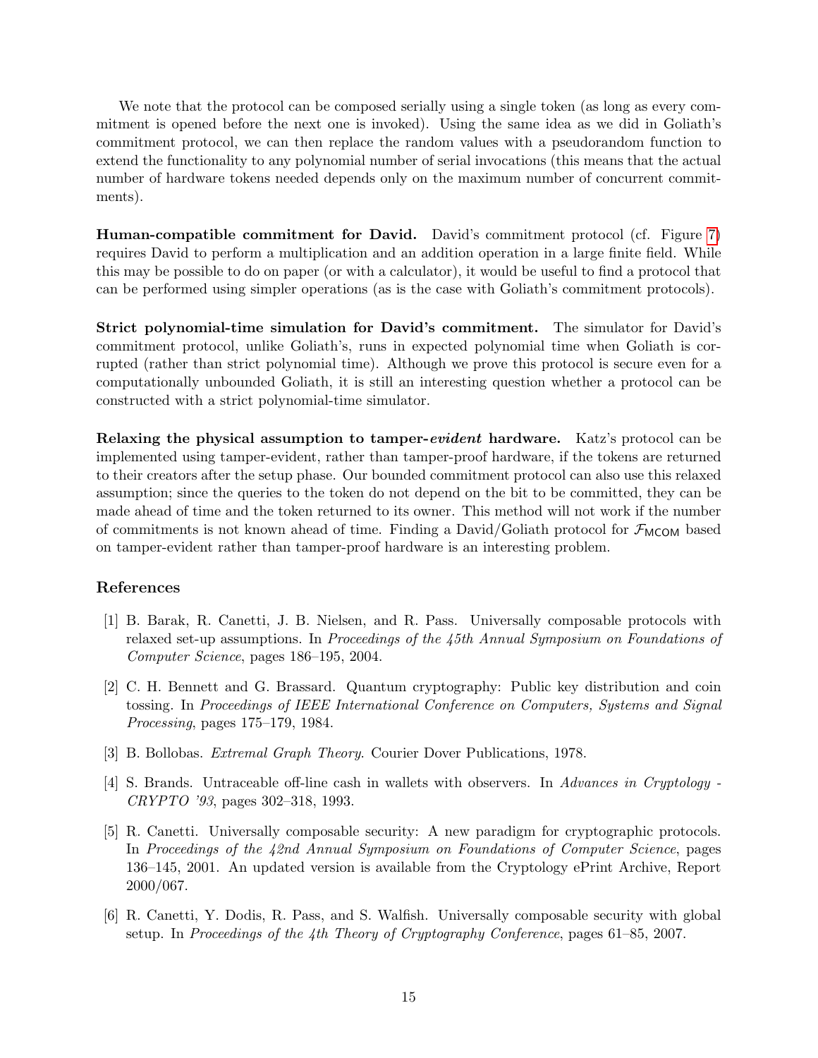We note that the protocol can be composed serially using a single token (as long as every commitment is opened before the next one is invoked). Using the same idea as we did in Goliath's commitment protocol, we can then replace the random values with a pseudorandom function to extend the functionality to any polynomial number of serial invocations (this means that the actual number of hardware tokens needed depends only on the maximum number of concurrent commitments).

**Human-compatible commitment for David.** David's commitment protocol (cf. Figure 7) requires David to perform a multiplication and an addition operation in a large finite field. While this may be possible to do on paper (or with a calculator), it would be useful to find a protocol that can be performed using simpler operations (as is the case with Goliath's commitment protocols).

**Strict polynomial-time simulation for David's commitment.** The simulator for David's commitment protocol, unlike Goliath's, runs in expected polynomial time when Goliath is corrupted (rather than strict polynomial time). Although we prove this protocol is secure even for a computationally unbounded Goliath, it is still an interesting question whether a protocol can be constructed with a strict polynomial-time simulator.

**Relaxing the physical assumption to tamper-*evident* hardware.** Katz's protocol can be implemented using tamper-evident, rather than tamper-proof hardware, if the tokens are returned to their creators after the setup phase. Our bounded commitment protocol can also use this relaxed assumption; since the queries to the token do not depend on the bit to be committed, they can be made ahead of time and the token returned to its owner. This method will not work if the number of commitments is not known ahead of time. Finding a David/Goliath protocol for $\mathcal{F}_{\mathsf{MCOM}}$ based on tamper-evident rather than tamper-proof hardware is an interesting problem.

## References

[1] B. Barak, R. Canetti, J. B. Nielsen, and R. Pass. Universally composable protocols with relaxed set-up assumptions. In *Proceedings of the 45th Annual Symposium on Foundations of Computer Science*, pages 186–195, 2004.

[2] C. H. Bennett and G. Brassard. Quantum cryptography: Public key distribution and coin tossing. In *Proceedings of IEEE International Conference on Computers, Systems and Signal Processing*, pages 175–179, 1984.

[3] B. Bollobas. *Extremal Graph Theory*. Courier Dover Publications, 1978.

[4] S. Brands. Untraceable off-line cash in wallets with observers. In *Advances in Cryptology - CRYPTO '93*, pages 302–318, 1993.

[5] R. Canetti. Universally composable security: A new paradigm for cryptographic protocols. In *Proceedings of the 42nd Annual Symposium on Foundations of Computer Science*, pages 136–145, 2001. An updated version is available from the Cryptology ePrint Archive, Report 2000/067.

[6] R. Canetti, Y. Dodis, R. Pass, and S. Walfish. Universally composable security with global setup. In *Proceedings of the 4th Theory of Cryptography Conference*, pages 61–85, 2007.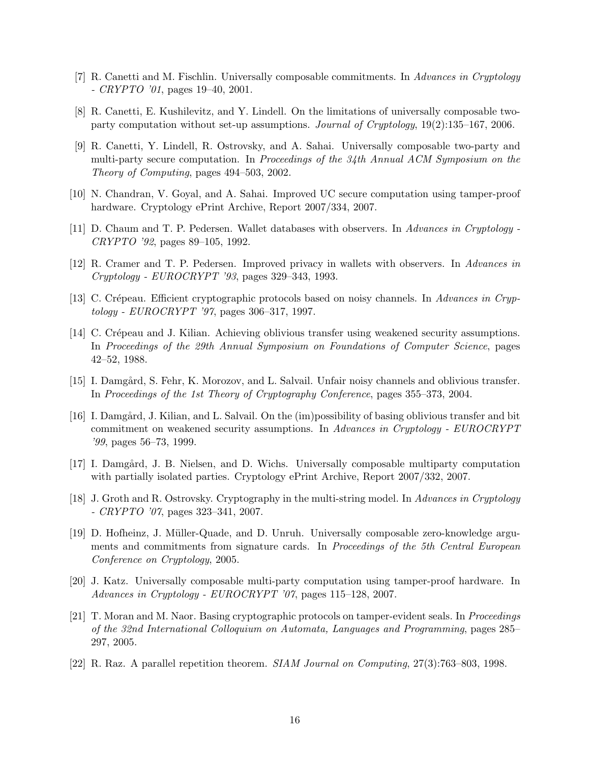[7] R. Canetti and M. Fischlin. Universally composable commitments. In *Advances in Cryptology - CRYPTO '01*, pages 19–40, 2001.

[8] R. Canetti, E. Kushilevitz, and Y. Lindell. On the limitations of universally composable two-party computation without set-up assumptions. *Journal of Cryptology*, 19(2):135–167, 2006.

[9] R. Canetti, Y. Lindell, R. Ostrovsky, and A. Sahai. Universally composable two-party and multi-party secure computation. In *Proceedings of the 34th Annual ACM Symposium on the Theory of Computing*, pages 494–503, 2002.

[10] N. Chandran, V. Goyal, and A. Sahai. Improved UC secure computation using tamper-proof hardware. Cryptology ePrint Archive, Report 2007/334, 2007.

[11] D. Chaum and T. P. Pedersen. Wallet databases with observers. In *Advances in Cryptology - CRYPTO '92*, pages 89–105, 1992.

[12] R. Cramer and T. P. Pedersen. Improved privacy in wallets with observers. In *Advances in Cryptology - EUROCRYPT '93*, pages 329–343, 1993.

[13] C. Crépeau. Efficient cryptographic protocols based on noisy channels. In *Advances in Cryptology - EUROCRYPT '97*, pages 306–317, 1997.

[14] C. Crépeau and J. Kilian. Achieving oblivious transfer using weakened security assumptions. In *Proceedings of the 29th Annual Symposium on Foundations of Computer Science*, pages 42–52, 1988.

[15] I. Damgård, S. Fehr, K. Morozov, and L. Salvail. Unfair noisy channels and oblivious transfer. In *Proceedings of the 1st Theory of Cryptography Conference*, pages 355–373, 2004.

[16] I. Damgård, J. Kilian, and L. Salvail. On the (im)possibility of basing oblivious transfer and bit commitment on weakened security assumptions. In *Advances in Cryptology - EUROCRYPT '99*, pages 56–73, 1999.

[17] I. Damgård, J. B. Nielsen, and D. Wichs. Universally composable multiparty computation with partially isolated parties. Cryptology ePrint Archive, Report 2007/332, 2007.

[18] J. Groth and R. Ostrovsky. Cryptography in the multi-string model. In *Advances in Cryptology - CRYPTO '07*, pages 323–341, 2007.

[19] D. Hofheinz, J. Müller-Quade, and D. Unruh. Universally composable zero-knowledge arguments and commitments from signature cards. In *Proceedings of the 5th Central European Conference on Cryptology*, 2005.

[20] J. Katz. Universally composable multi-party computation using tamper-proof hardware. In *Advances in Cryptology - EUROCRYPT '07*, pages 115–128, 2007.

[21] T. Moran and M. Naor. Basing cryptographic protocols on tamper-evident seals. In *Proceedings of the 32nd International Colloquium on Automata, Languages and Programming*, pages 285–297, 2005.

[22] R. Raz. A parallel repetition theorem. *SIAM Journal on Computing*, 27(3):763–803, 1998.